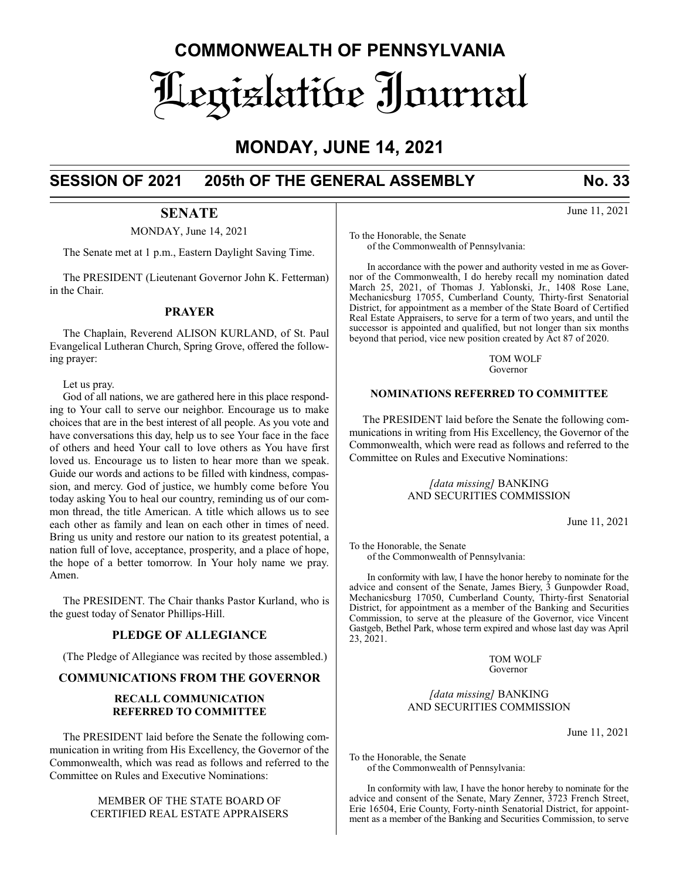# COMMONWEALTH OF PENNSYLVANIA

# Legislative Journal

## MONDAY, JUNE 14, 2021

## SESSION OF 2021 205th OF THE GENERAL ASSEMBLY No. 33

## SENATE

MONDAY, June 14, 2021

The Senate met at 1 p.m., Eastern Daylight Saving Time.

The PRESIDENT (Lieutenant Governor John K. Fetterman) in the Chair.

### PRAYER

The Chaplain, Reverend ALISON KURLAND, of St. Paul Evangelical Lutheran Church, Spring Grove, offered the following prayer:

Let us pray.

God of all nations, we are gathered here in this place responding to Your call to serve our neighbor. Encourage us to make choices that are in the best interest of all people. As you vote and have conversations this day, help us to see Your face in the face of others and heed Your call to love others as You have first loved us. Encourage us to listen to hear more than we speak. Guide our words and actions to be filled with kindness, compassion, and mercy. God of justice, we humbly come before You today asking You to heal our country, reminding us of our common thread, the title American. A title which allows us to see each other as family and lean on each other in times of need. Bring us unity and restore our nation to its greatest potential, a nation full of love, acceptance, prosperity, and a place of hope, the hope of a better tomorrow. In Your holy name we pray. Amen.

The PRESIDENT. The Chair thanks Pastor Kurland, who is the guest today of Senator Phillips-Hill.

### PLEDGE OF ALLEGIANCE

(The Pledge of Allegiance was recited by those assembled.)

### COMMUNICATIONS FROM THE GOVERNOR

#### RECALL COMMUNICATION REFERRED TO COMMITTEE

The PRESIDENT laid before the Senate the following communication in writing from His Excellency, the Governor of the Commonwealth, which was read as follows and referred to the Committee on Rules and Executive Nominations:

MEMBER OF THE STATE BOARD OF CERTIFIED REAL ESTATE APPRAISERS

June 11, 2021

To the Honorable, the Senate
of the Commonwealth of Pennsylvania:

In accordance with the power and authority vested in me as Governor of the Commonwealth, I do hereby recall my nomination dated March 25, 2021, of Thomas J. Yablonski, Jr., 1408 Rose Lane, Mechanicsburg 17055, Cumberland County, Thirty-first Senatorial District, for appointment as a member of the State Board of Certified Real Estate Appraisers, to serve for a term of two years, and until the successor is appointed and qualified, but not longer than six months beyond that period, vice new position created by Act 87 of 2020.

TOM WOLF
Governor

#### NOMINATIONS REFERRED TO COMMITTEE

The PRESIDENT laid before the Senate the following communications in writing from His Excellency, the Governor of the Commonwealth, which were read as follows and referred to the Committee on Rules and Executive Nominations:

*[data missing]* BANKING AND SECURITIES COMMISSION

June 11, 2021

To the Honorable, the Senate
of the Commonwealth of Pennsylvania:

In conformity with law, I have the honor hereby to nominate for the advice and consent of the Senate, James Biery, 3 Gunpowder Road, Mechanicsburg 17050, Cumberland County, Thirty-first Senatorial District, for appointment as a member of the Banking and Securities Commission, to serve at the pleasure of the Governor, vice Vincent Gastgeb, Bethel Park, whose term expired and whose last day was April 23, 2021.

TOM WOLF
Governor

*[data missing]* BANKING AND SECURITIES COMMISSION

June 11, 2021

To the Honorable, the Senate
of the Commonwealth of Pennsylvania:

In conformity with law, I have the honor hereby to nominate for the advice and consent of the Senate, Mary Zenner, 3723 French Street, Erie 16504, Erie County, Forty-ninth Senatorial District, for appointment as a member of the Banking and Securities Commission, to serve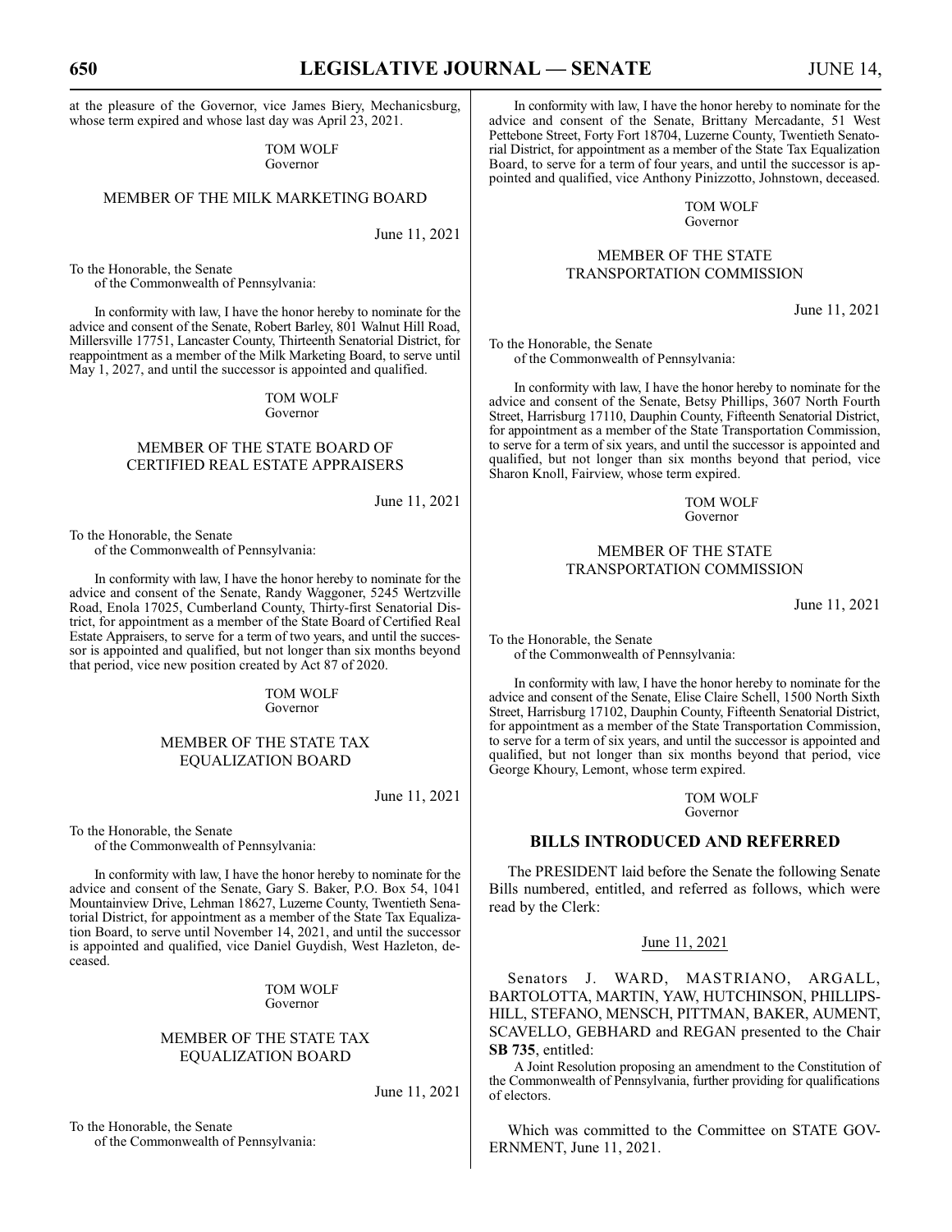at the pleasure of the Governor, vice James Biery, Mechanicsburg, whose term expired and whose last day was April 23, 2021.

TOM WOLF
Governor

### MEMBER OF THE MILK MARKETING BOARD

June 11, 2021

To the Honorable, the Senate
of the Commonwealth of Pennsylvania:

In conformity with law, I have the honor hereby to nominate for the advice and consent of the Senate, Robert Barley, 801 Walnut Hill Road, Millersville 17751, Lancaster County, Thirteenth Senatorial District, for reappointment as a member of the Milk Marketing Board, to serve until May 1, 2027, and until the successor is appointed and qualified.

TOM WOLF
Governor

### MEMBER OF THE STATE BOARD OF CERTIFIED REAL ESTATE APPRAISERS

June 11, 2021

To the Honorable, the Senate
of the Commonwealth of Pennsylvania:

In conformity with law, I have the honor hereby to nominate for the advice and consent of the Senate, Randy Waggoner, 5245 Wertzville Road, Enola 17025, Cumberland County, Thirty-first Senatorial District, for appointment as a member of the State Board of Certified Real Estate Appraisers, to serve for a term of two years, and until the successor is appointed and qualified, but not longer than six months beyond that period, vice new position created by Act 87 of 2020.

TOM WOLF
Governor

### MEMBER OF THE STATE TAX EQUALIZATION BOARD

June 11, 2021

To the Honorable, the Senate
of the Commonwealth of Pennsylvania:

In conformity with law, I have the honor hereby to nominate for the advice and consent of the Senate, Gary S. Baker, P.O. Box 54, 1041 Mountainview Drive, Lehman 18627, Luzerne County, Twentieth Senatorial District, for appointment as a member of the State Tax Equalization Board, to serve until November 14, 2021, and until the successor is appointed and qualified, vice Daniel Guydish, West Hazleton, deceased.

TOM WOLF
Governor

### MEMBER OF THE STATE TAX EQUALIZATION BOARD

June 11, 2021

To the Honorable, the Senate
of the Commonwealth of Pennsylvania:

In conformity with law, I have the honor hereby to nominate for the advice and consent of the Senate, Brittany Mercadante, 51 West Pettebone Street, Forty Fort 18704, Luzerne County, Twentieth Senatorial District, for appointment as a member of the State Tax Equalization Board, to serve for a term of four years, and until the successor is appointed and qualified, vice Anthony Pinizzotto, Johnstown, deceased.

TOM WOLF
Governor

### MEMBER OF THE STATE TRANSPORTATION COMMISSION

June 11, 2021

To the Honorable, the Senate
of the Commonwealth of Pennsylvania:

In conformity with law, I have the honor hereby to nominate for the advice and consent of the Senate, Betsy Phillips, 3607 North Fourth Street, Harrisburg 17110, Dauphin County, Fifteenth Senatorial District, for appointment as a member of the State Transportation Commission, to serve for a term of six years, and until the successor is appointed and qualified, but not longer than six months beyond that period, vice Sharon Knoll, Fairview, whose term expired.

TOM WOLF
Governor

### MEMBER OF THE STATE TRANSPORTATION COMMISSION

June 11, 2021

To the Honorable, the Senate
of the Commonwealth of Pennsylvania:

In conformity with law, I have the honor hereby to nominate for the advice and consent of the Senate, Elise Claire Schell, 1500 North Sixth Street, Harrisburg 17102, Dauphin County, Fifteenth Senatorial District, for appointment as a member of the State Transportation Commission, to serve for a term of six years, and until the successor is appointed and qualified, but not longer than six months beyond that period, vice George Khoury, Lemont, whose term expired.

TOM WOLF
Governor

## BILLS INTRODUCED AND REFERRED

The PRESIDENT laid before the Senate the following Senate Bills numbered, entitled, and referred as follows, which were read by the Clerk:

June 11, 2021

Senators J. WARD, MASTRIANO, ARGALL, BARTOLOTTA, MARTIN, YAW, HUTCHINSON, PHILLIPS-HILL, STEFANO, MENSCH, PITTMAN, BAKER, AUMENT, SCAVELLO, GEBHARD and REGAN presented to the Chair **SB 735**, entitled:

A Joint Resolution proposing an amendment to the Constitution of the Commonwealth of Pennsylvania, further providing for qualifications of electors.

Which was committed to the Committee on STATE GOVERNMENT, June 11, 2021.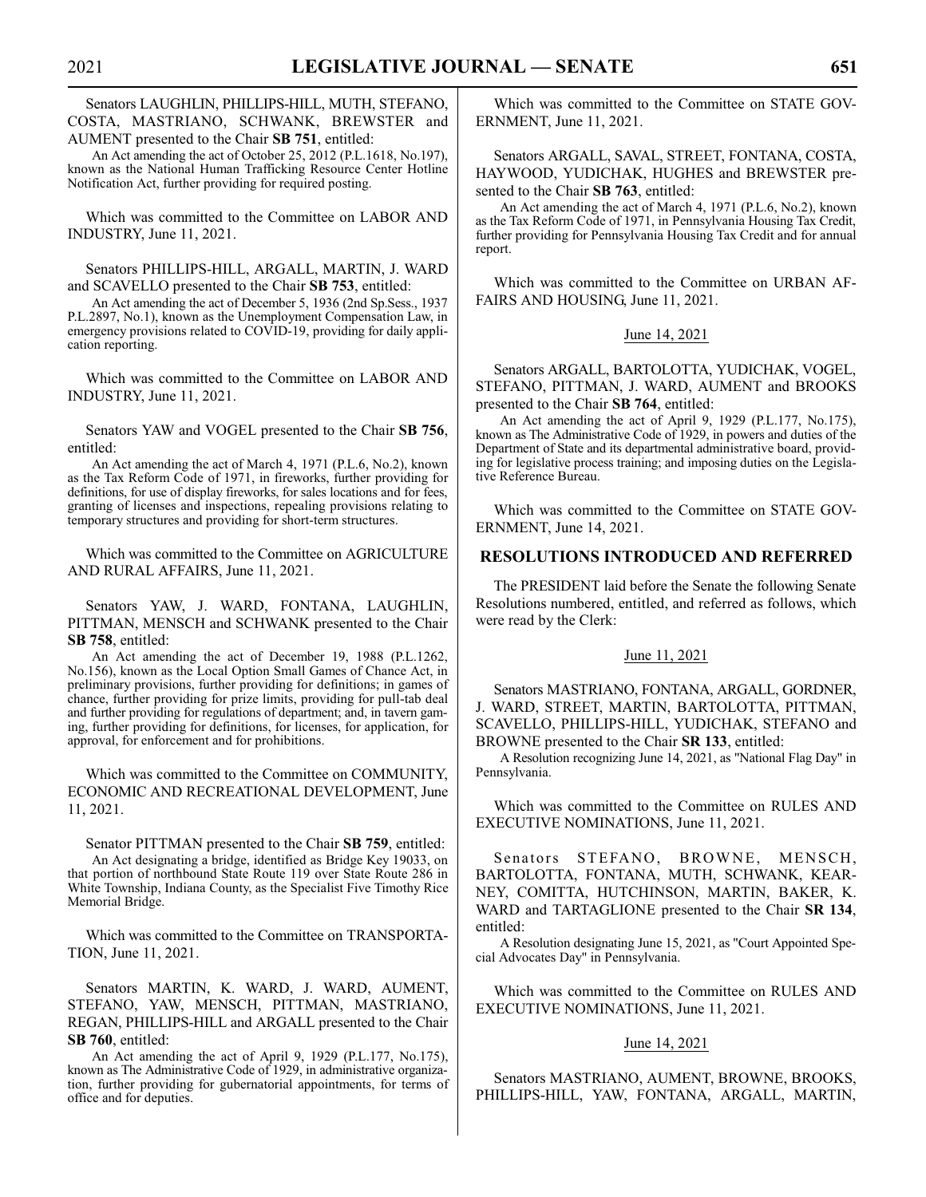Senators LAUGHLIN, PHILLIPS-HILL, MUTH, STEFANO, COSTA, MASTRIANO, SCHWANK, BREWSTER and AUMENT presented to the Chair **SB 751**, entitled:

An Act amending the act of October 25, 2012 (P.L.1618, No.197), known as the National Human Trafficking Resource Center Hotline Notification Act, further providing for required posting.

Which was committed to the Committee on LABOR AND INDUSTRY, June 11, 2021.

Senators PHILLIPS-HILL, ARGALL, MARTIN, J. WARD and SCAVELLO presented to the Chair **SB 753**, entitled:

An Act amending the act of December 5, 1936 (2nd Sp.Sess., 1937 P.L.2897, No.1), known as the Unemployment Compensation Law, in emergency provisions related to COVID-19, providing for daily application reporting.

Which was committed to the Committee on LABOR AND INDUSTRY, June 11, 2021.

Senators YAW and VOGEL presented to the Chair **SB 756**, entitled:

An Act amending the act of March 4, 1971 (P.L.6, No.2), known as the Tax Reform Code of 1971, in fireworks, further providing for definitions, for use of display fireworks, for sales locations and for fees, granting of licenses and inspections, repealing provisions relating to temporary structures and providing for short-term structures.

Which was committed to the Committee on AGRICULTURE AND RURAL AFFAIRS, June 11, 2021.

Senators YAW, J. WARD, FONTANA, LAUGHLIN, PITTMAN, MENSCH and SCHWANK presented to the Chair **SB 758**, entitled:

An Act amending the act of December 19, 1988 (P.L.1262, No.156), known as the Local Option Small Games of Chance Act, in preliminary provisions, further providing for definitions; in games of chance, further providing for prize limits, providing for pull-tab deal and further providing for regulations of department; and, in tavern gaming, further providing for definitions, for licenses, for application, for approval, for enforcement and for prohibitions.

Which was committed to the Committee on COMMUNITY, ECONOMIC AND RECREATIONAL DEVELOPMENT, June 11, 2021.

Senator PITTMAN presented to the Chair **SB 759**, entitled:

An Act designating a bridge, identified as Bridge Key 19033, on that portion of northbound State Route 119 over State Route 286 in White Township, Indiana County, as the Specialist Five Timothy Rice Memorial Bridge.

Which was committed to the Committee on TRANSPORTATION, June 11, 2021.

Senators MARTIN, K. WARD, J. WARD, AUMENT, STEFANO, YAW, MENSCH, PITTMAN, MASTRIANO, REGAN, PHILLIPS-HILL and ARGALL presented to the Chair **SB 760**, entitled:

An Act amending the act of April 9, 1929 (P.L.177, No.175), known as The Administrative Code of 1929, in administrative organization, further providing for gubernatorial appointments, for terms of office and for deputies.

Which was committed to the Committee on STATE GOVERNMENT, June 11, 2021.

Senators ARGALL, SAVAL, STREET, FONTANA, COSTA, HAYWOOD, YUDICHAK, HUGHES and BREWSTER presented to the Chair **SB 763**, entitled:

An Act amending the act of March 4, 1971 (P.L.6, No.2), known as the Tax Reform Code of 1971, in Pennsylvania Housing Tax Credit, further providing for Pennsylvania Housing Tax Credit and for annual report.

Which was committed to the Committee on URBAN AFFAIRS AND HOUSING, June 11, 2021.

June 14, 2021

Senators ARGALL, BARTOLOTTA, YUDICHAK, VOGEL, STEFANO, PITTMAN, J. WARD, AUMENT and BROOKS presented to the Chair **SB 764**, entitled:

An Act amending the act of April 9, 1929 (P.L.177, No.175), known as The Administrative Code of 1929, in powers and duties of the Department of State and its departmental administrative board, providing for legislative process training; and imposing duties on the Legislative Reference Bureau.

Which was committed to the Committee on STATE GOVERNMENT, June 14, 2021.

## RESOLUTIONS INTRODUCED AND REFERRED

The PRESIDENT laid before the Senate the following Senate Resolutions numbered, entitled, and referred as follows, which were read by the Clerk:

June 11, 2021

Senators MASTRIANO, FONTANA, ARGALL, GORDNER, J. WARD, STREET, MARTIN, BARTOLOTTA, PITTMAN, SCAVELLO, PHILLIPS-HILL, YUDICHAK, STEFANO and BROWNE presented to the Chair **SR 133**, entitled:

A Resolution recognizing June 14, 2021, as "National Flag Day" in Pennsylvania.

Which was committed to the Committee on RULES AND EXECUTIVE NOMINATIONS, June 11, 2021.

Senators STEFANO, BROWNE, MENSCH, BARTOLOTTA, FONTANA, MUTH, SCHWANK, KEARNEY, COMITTA, HUTCHINSON, MARTIN, BAKER, K. WARD and TARTAGLIONE presented to the Chair **SR 134**, entitled:

A Resolution designating June 15, 2021, as "Court Appointed Special Advocates Day" in Pennsylvania.

Which was committed to the Committee on RULES AND EXECUTIVE NOMINATIONS, June 11, 2021.

June 14, 2021

Senators MASTRIANO, AUMENT, BROWNE, BROOKS, PHILLIPS-HILL, YAW, FONTANA, ARGALL, MARTIN,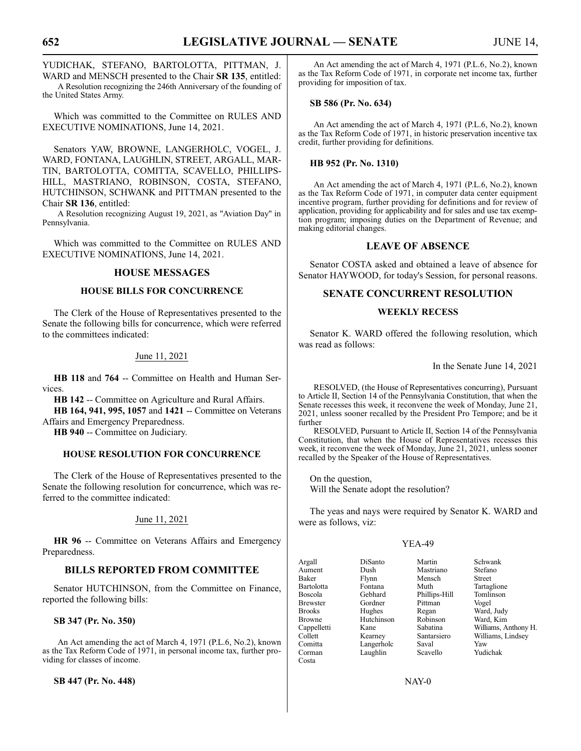YUDICHAK, STEFANO, BARTOLOTTA, PITTMAN, J. WARD and MENSCH presented to the Chair **SR 135**, entitled:

A Resolution recognizing the 246th Anniversary of the founding of the United States Army.

Which was committed to the Committee on RULES AND EXECUTIVE NOMINATIONS, June 14, 2021.

Senators YAW, BROWNE, LANGERHOLC, VOGEL, J. WARD, FONTANA, LAUGHLIN, STREET, ARGALL, MARTIN, BARTOLOTTA, COMITTA, SCAVELLO, PHILLIPS-HILL, MASTRIANO, ROBINSON, COSTA, STEFANO, HUTCHINSON, SCHWANK and PITTMAN presented to the Chair **SR 136**, entitled:

A Resolution recognizing August 19, 2021, as "Aviation Day" in Pennsylvania.

Which was committed to the Committee on RULES AND EXECUTIVE NOMINATIONS, June 14, 2021.

## HOUSE MESSAGES

### HOUSE BILLS FOR CONCURRENCE

The Clerk of the House of Representatives presented to the Senate the following bills for concurrence, which were referred to the committees indicated:

June 11, 2021

**HB 118** and **764** -- Committee on Health and Human Services.

**HB 142** -- Committee on Agriculture and Rural Affairs.

**HB 164, 941, 995, 1057** and **1421** -- Committee on Veterans Affairs and Emergency Preparedness.

**HB 940** -- Committee on Judiciary.

### HOUSE RESOLUTION FOR CONCURRENCE

The Clerk of the House of Representatives presented to the Senate the following resolution for concurrence, which was referred to the committee indicated:

June 11, 2021

**HR 96** -- Committee on Veterans Affairs and Emergency Preparedness.

## BILLS REPORTED FROM COMMITTEE

Senator HUTCHINSON, from the Committee on Finance, reported the following bills:

**SB 347 (Pr. No. 350)**

An Act amending the act of March 4, 1971 (P.L.6, No.2), known as the Tax Reform Code of 1971, in personal income tax, further providing for classes of income.

**SB 447 (Pr. No. 448)**

An Act amending the act of March 4, 1971 (P.L.6, No.2), known as the Tax Reform Code of 1971, in corporate net income tax, further providing for imposition of tax.

**SB 586 (Pr. No. 634)**

An Act amending the act of March 4, 1971 (P.L.6, No.2), known as the Tax Reform Code of 1971, in historic preservation incentive tax credit, further providing for definitions.

**HB 952 (Pr. No. 1310)**

An Act amending the act of March 4, 1971 (P.L.6, No.2), known as the Tax Reform Code of 1971, in computer data center equipment incentive program, further providing for definitions and for review of application, providing for applicability and for sales and use tax exemption program; imposing duties on the Department of Revenue; and making editorial changes.

## LEAVE OF ABSENCE

Senator COSTA asked and obtained a leave of absence for Senator HAYWOOD, for today's Session, for personal reasons.

## SENATE CONCURRENT RESOLUTION

### WEEKLY RECESS

Senator K. WARD offered the following resolution, which was read as follows:

In the Senate June 14, 2021

RESOLVED, (the House of Representatives concurring), Pursuant to Article II, Section 14 of the Pennsylvania Constitution, that when the Senate recesses this week, it reconvene the week of Monday, June 21, 2021, unless sooner recalled by the President Pro Tempore; and be it further

RESOLVED, Pursuant to Article II, Section 14 of the Pennsylvania Constitution, that when the House of Representatives recesses this week, it reconvene the week of Monday, June 21, 2021, unless sooner recalled by the Speaker of the House of Representatives.

On the question,
Will the Senate adopt the resolution?

The yeas and nays were required by Senator K. WARD and were as follows, viz:

YEA-49

| | | | |
|---|---|---|---|
| Argall | DiSanto | Martin | Schwank |
| Aument | Dush | Mastriano | Stefano |
| Baker | Flynn | Mensch | Street |
| Bartolotta | Fontana | Muth | Tartaglione |
| Boscola | Gebhard | Phillips-Hill | Tomlinson |
| Brewster | Gordner | Pittman | Vogel |
| Brooks | Hughes | Regan | Ward, Judy |
| Browne | Hutchinson | Robinson | Ward, Kim |
| Cappelletti | Kane | Sabatina | Williams, Anthony H. |
| Collett | Kearney | Santarsiero | Williams, Lindsey |
| Comitta | Langerholc | Saval | Yaw |
| Corman | Laughlin | Scavello | Yudichak |
| Costa | | | |

NAY-0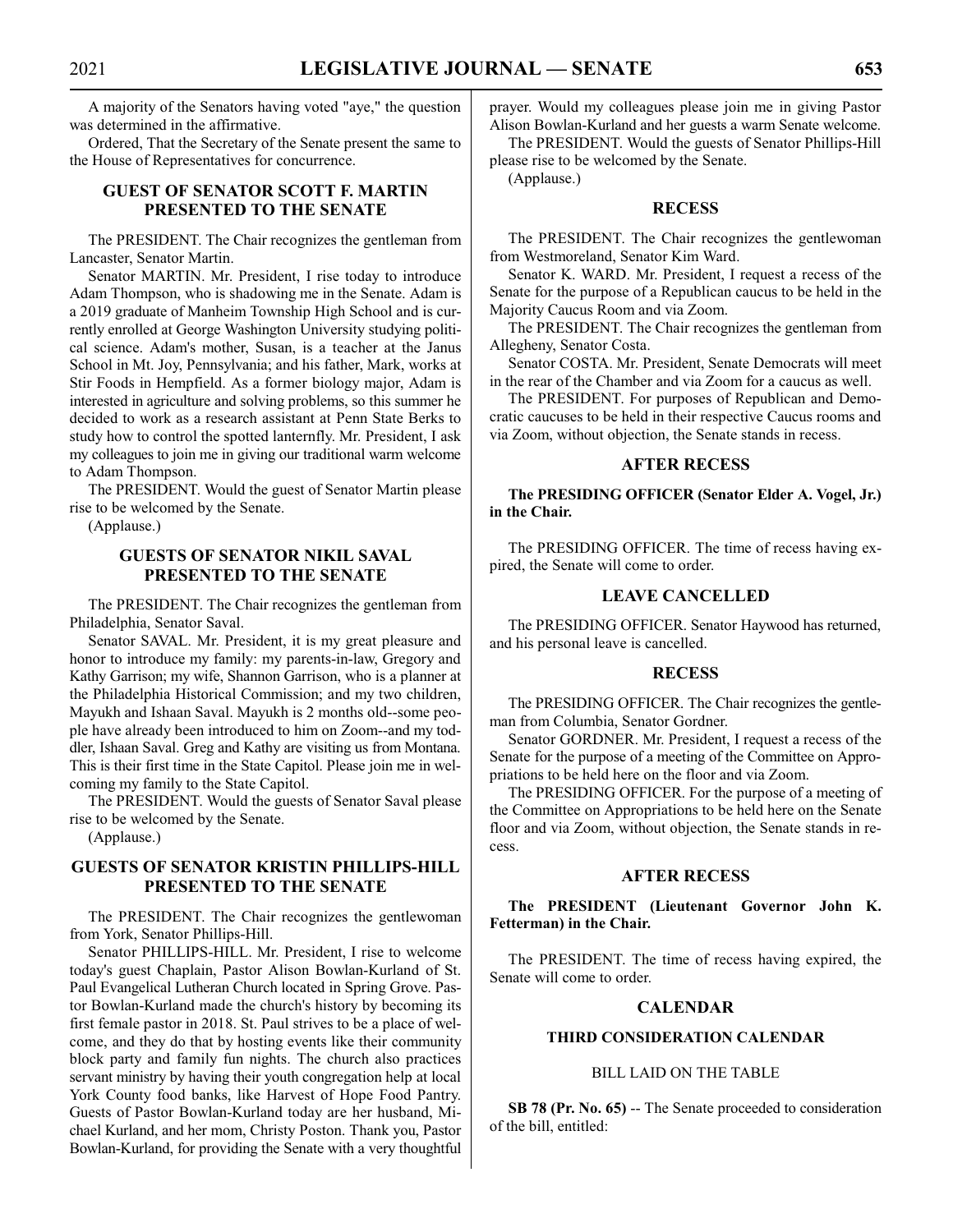A majority of the Senators having voted "aye," the question was determined in the affirmative.

Ordered, That the Secretary of the Senate present the same to the House of Representatives for concurrence.

## GUEST OF SENATOR SCOTT F. MARTIN PRESENTED TO THE SENATE

The PRESIDENT. The Chair recognizes the gentleman from Lancaster, Senator Martin.

Senator MARTIN. Mr. President, I rise today to introduce Adam Thompson, who is shadowing me in the Senate. Adam is a 2019 graduate of Manheim Township High School and is currently enrolled at George Washington University studying political science. Adam's mother, Susan, is a teacher at the Janus School in Mt. Joy, Pennsylvania; and his father, Mark, works at Stir Foods in Hempfield. As a former biology major, Adam is interested in agriculture and solving problems, so this summer he decided to work as a research assistant at Penn State Berks to study how to control the spotted lanternfly. Mr. President, I ask my colleagues to join me in giving our traditional warm welcome to Adam Thompson.

The PRESIDENT. Would the guest of Senator Martin please rise to be welcomed by the Senate.

(Applause.)

## GUESTS OF SENATOR NIKIL SAVAL PRESENTED TO THE SENATE

The PRESIDENT. The Chair recognizes the gentleman from Philadelphia, Senator Saval.

Senator SAVAL. Mr. President, it is my great pleasure and honor to introduce my family: my parents-in-law, Gregory and Kathy Garrison; my wife, Shannon Garrison, who is a planner at the Philadelphia Historical Commission; and my two children, Mayukh and Ishaan Saval. Mayukh is 2 months old--some people have already been introduced to him on Zoom--and my toddler, Ishaan Saval. Greg and Kathy are visiting us from Montana. This is their first time in the State Capitol. Please join me in welcoming my family to the State Capitol.

The PRESIDENT. Would the guests of Senator Saval please rise to be welcomed by the Senate.

(Applause.)

## GUESTS OF SENATOR KRISTIN PHILLIPS-HILL PRESENTED TO THE SENATE

The PRESIDENT. The Chair recognizes the gentlewoman from York, Senator Phillips-Hill.

Senator PHILLIPS-HILL. Mr. President, I rise to welcome today's guest Chaplain, Pastor Alison Bowlan-Kurland of St. Paul Evangelical Lutheran Church located in Spring Grove. Pastor Bowlan-Kurland made the church's history by becoming its first female pastor in 2018. St. Paul strives to be a place of welcome, and they do that by hosting events like their community block party and family fun nights. The church also practices servant ministry by having their youth congregation help at local York County food banks, like Harvest of Hope Food Pantry. Guests of Pastor Bowlan-Kurland today are her husband, Michael Kurland, and her mom, Christy Poston. Thank you, Pastor Bowlan-Kurland, for providing the Senate with a very thoughtful prayer. Would my colleagues please join me in giving Pastor Alison Bowlan-Kurland and her guests a warm Senate welcome.

The PRESIDENT. Would the guests of Senator Phillips-Hill please rise to be welcomed by the Senate.

(Applause.)

## RECESS

The PRESIDENT. The Chair recognizes the gentlewoman from Westmoreland, Senator Kim Ward.

Senator K. WARD. Mr. President, I request a recess of the Senate for the purpose of a Republican caucus to be held in the Majority Caucus Room and via Zoom.

The PRESIDENT. The Chair recognizes the gentleman from Allegheny, Senator Costa.

Senator COSTA. Mr. President, Senate Democrats will meet in the rear of the Chamber and via Zoom for a caucus as well.

The PRESIDENT. For purposes of Republican and Democratic caucuses to be held in their respective Caucus rooms and via Zoom, without objection, the Senate stands in recess.

## AFTER RECESS

**The PRESIDING OFFICER (Senator Elder A. Vogel, Jr.) in the Chair.**

The PRESIDING OFFICER. The time of recess having expired, the Senate will come to order.

## LEAVE CANCELLED

The PRESIDING OFFICER. Senator Haywood has returned, and his personal leave is cancelled.

## RECESS

The PRESIDING OFFICER. The Chair recognizes the gentleman from Columbia, Senator Gordner.

Senator GORDNER. Mr. President, I request a recess of the Senate for the purpose of a meeting of the Committee on Appropriations to be held here on the floor and via Zoom.

The PRESIDING OFFICER. For the purpose of a meeting of the Committee on Appropriations to be held here on the Senate floor and via Zoom, without objection, the Senate stands in recess.

## AFTER RECESS

**The PRESIDENT (Lieutenant Governor John K. Fetterman) in the Chair.**

The PRESIDENT. The time of recess having expired, the Senate will come to order.

## CALENDAR

### THIRD CONSIDERATION CALENDAR

BILL LAID ON THE TABLE

**SB 78 (Pr. No. 65)** -- The Senate proceeded to consideration of the bill, entitled: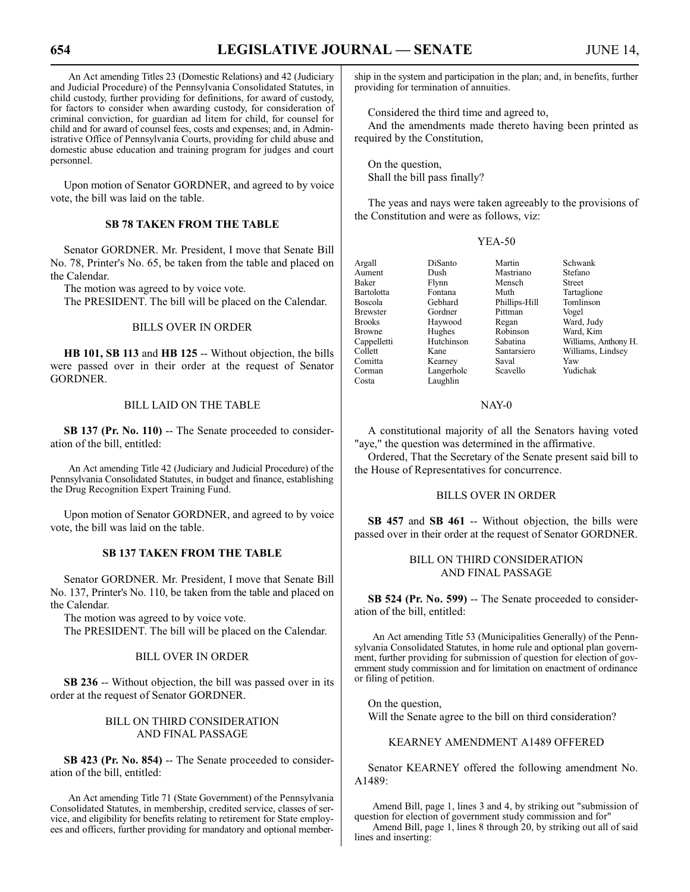An Act amending Titles 23 (Domestic Relations) and 42 (Judiciary and Judicial Procedure) of the Pennsylvania Consolidated Statutes, in child custody, further providing for definitions, for award of custody, for factors to consider when awarding custody, for consideration of criminal conviction, for guardian ad litem for child, for counsel for child and for award of counsel fees, costs and expenses; and, in Administrative Office of Pennsylvania Courts, providing for child abuse and domestic abuse education and training program for judges and court personnel.

Upon motion of Senator GORDNER, and agreed to by voice vote, the bill was laid on the table.

### SB 78 TAKEN FROM THE TABLE

Senator GORDNER. Mr. President, I move that Senate Bill No. 78, Printer's No. 65, be taken from the table and placed on the Calendar.

The motion was agreed to by voice vote.

The PRESIDENT. The bill will be placed on the Calendar.

### BILLS OVER IN ORDER

**HB 101, SB 113** and **HB 125** -- Without objection, the bills were passed over in their order at the request of Senator GORDNER.

### BILL LAID ON THE TABLE

**SB 137 (Pr. No. 110)** -- The Senate proceeded to consideration of the bill, entitled:

An Act amending Title 42 (Judiciary and Judicial Procedure) of the Pennsylvania Consolidated Statutes, in budget and finance, establishing the Drug Recognition Expert Training Fund.

Upon motion of Senator GORDNER, and agreed to by voice vote, the bill was laid on the table.

### SB 137 TAKEN FROM THE TABLE

Senator GORDNER. Mr. President, I move that Senate Bill No. 137, Printer's No. 110, be taken from the table and placed on the Calendar.

The motion was agreed to by voice vote.

The PRESIDENT. The bill will be placed on the Calendar.

### BILL OVER IN ORDER

**SB 236** -- Without objection, the bill was passed over in its order at the request of Senator GORDNER.

### BILL ON THIRD CONSIDERATION AND FINAL PASSAGE

**SB 423 (Pr. No. 854)** -- The Senate proceeded to consideration of the bill, entitled:

An Act amending Title 71 (State Government) of the Pennsylvania Consolidated Statutes, in membership, credited service, classes of service, and eligibility for benefits relating to retirement for State employees and officers, further providing for mandatory and optional membership in the system and participation in the plan; and, in benefits, further providing for termination of annuities.

Considered the third time and agreed to,

And the amendments made thereto having been printed as required by the Constitution,

On the question,
Shall the bill pass finally?

The yeas and nays were taken agreeably to the provisions of the Constitution and were as follows, viz:

YEA-50

| | | | |
|---|---|---|---|
| Argall | DiSanto | Martin | Schwank |
| Aument | Dush | Mastriano | Stefano |
| Baker | Flynn | Mensch | Street |
| Bartolotta | Fontana | Muth | Tartaglione |
| Boscola | Gebhard | Phillips-Hill | Tomlinson |
| Brewster | Gordner | Pittman | Vogel |
| Brooks | Haywood | Regan | Ward, Judy |
| Browne | Hughes | Robinson | Ward, Kim |
| Cappelletti | Hutchinson | Sabatina | Williams, Anthony H. |
| Collett | Kane | Santarsiero | Williams, Lindsey |
| Comitta | Kearney | Saval | Yaw |
| Corman | Langerholc | Scavello | Yudichak |
| Costa | Laughlin | | |

NAY-0

A constitutional majority of all the Senators having voted "aye," the question was determined in the affirmative.

Ordered, That the Secretary of the Senate present said bill to the House of Representatives for concurrence.

### BILLS OVER IN ORDER

**SB 457** and **SB 461** -- Without objection, the bills were passed over in their order at the request of Senator GORDNER.

### BILL ON THIRD CONSIDERATION AND FINAL PASSAGE

**SB 524 (Pr. No. 599)** -- The Senate proceeded to consideration of the bill, entitled:

An Act amending Title 53 (Municipalities Generally) of the Pennsylvania Consolidated Statutes, in home rule and optional plan government, further providing for submission of question for election of government study commission and for limitation on enactment of ordinance or filing of petition.

On the question,
Will the Senate agree to the bill on third consideration?

### KEARNEY AMENDMENT A1489 OFFERED

Senator KEARNEY offered the following amendment No. A1489:

Amend Bill, page 1, lines 3 and 4, by striking out "submission of question for election of government study commission and for"

Amend Bill, page 1, lines 8 through 20, by striking out all of said lines and inserting: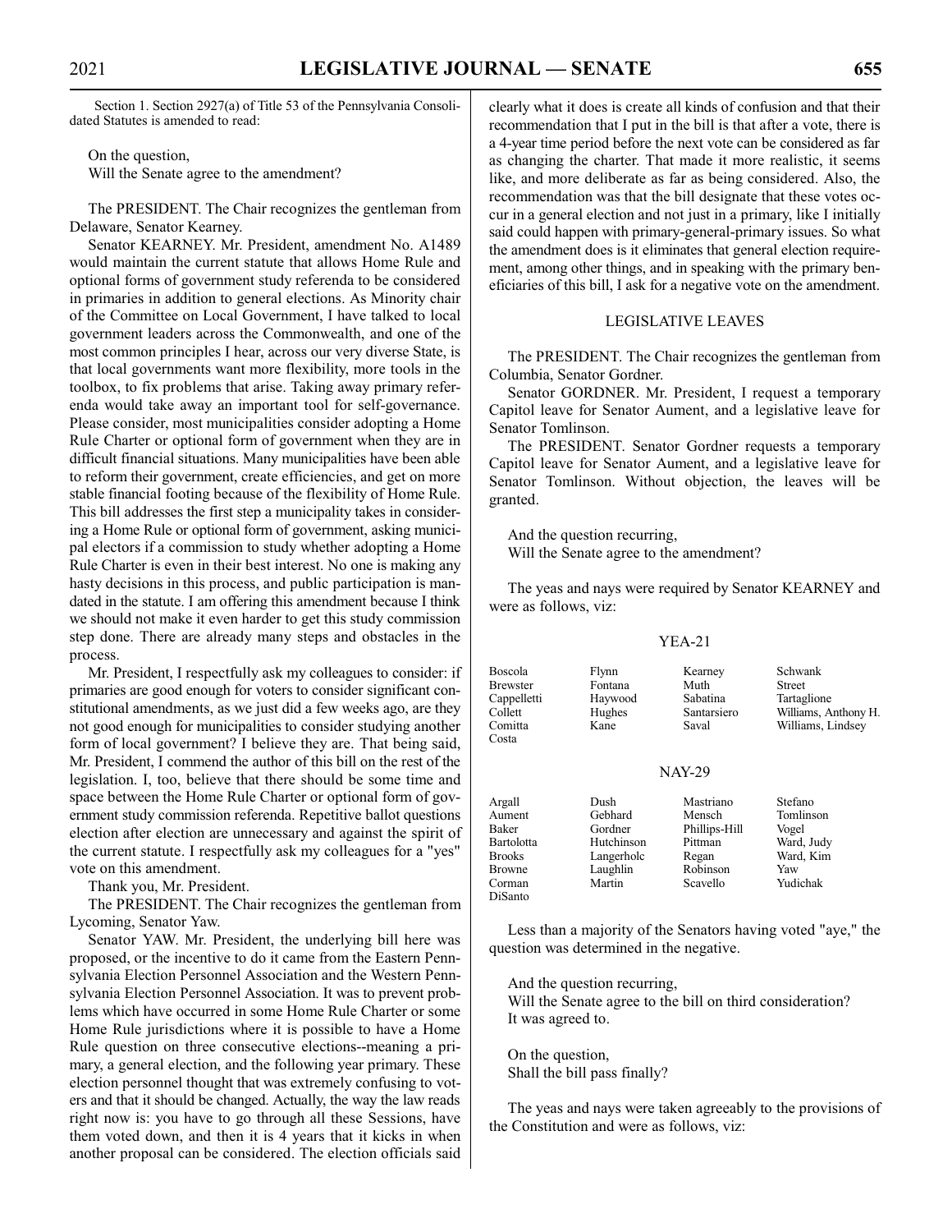Section 1. Section 2927(a) of Title 53 of the Pennsylvania Consolidated Statutes is amended to read:

On the question,
Will the Senate agree to the amendment?

The PRESIDENT. The Chair recognizes the gentleman from Delaware, Senator Kearney.

Senator KEARNEY. Mr. President, amendment No. A1489 would maintain the current statute that allows Home Rule and optional forms of government study referenda to be considered in primaries in addition to general elections. As Minority chair of the Committee on Local Government, I have talked to local government leaders across the Commonwealth, and one of the most common principles I hear, across our very diverse State, is that local governments want more flexibility, more tools in the toolbox, to fix problems that arise. Taking away primary referenda would take away an important tool for self-governance. Please consider, most municipalities consider adopting a Home Rule Charter or optional form of government when they are in difficult financial situations. Many municipalities have been able to reform their government, create efficiencies, and get on more stable financial footing because of the flexibility of Home Rule. This bill addresses the first step a municipality takes in considering a Home Rule or optional form of government, asking municipal electors if a commission to study whether adopting a Home Rule Charter is even in their best interest. No one is making any hasty decisions in this process, and public participation is mandated in the statute. I am offering this amendment because I think we should not make it even harder to get this study commission step done. There are already many steps and obstacles in the process.

Mr. President, I respectfully ask my colleagues to consider: if primaries are good enough for voters to consider significant constitutional amendments, as we just did a few weeks ago, are they not good enough for municipalities to consider studying another form of local government? I believe they are. That being said, Mr. President, I commend the author of this bill on the rest of the legislation. I, too, believe that there should be some time and space between the Home Rule Charter or optional form of government study commission referenda. Repetitive ballot questions election after election are unnecessary and against the spirit of the current statute. I respectfully ask my colleagues for a "yes" vote on this amendment.

Thank you, Mr. President.

The PRESIDENT. The Chair recognizes the gentleman from Lycoming, Senator Yaw.

Senator YAW. Mr. President, the underlying bill here was proposed, or the incentive to do it came from the Eastern Pennsylvania Election Personnel Association and the Western Pennsylvania Election Personnel Association. It was to prevent problems which have occurred in some Home Rule Charter or some Home Rule jurisdictions where it is possible to have a Home Rule question on three consecutive elections--meaning a primary, a general election, and the following year primary. These election personnel thought that was extremely confusing to voters and that it should be changed. Actually, the way the law reads right now is: you have to go through all these Sessions, have them voted down, and then it is 4 years that it kicks in when another proposal can be considered. The election officials said clearly what it does is create all kinds of confusion and that their recommendation that I put in the bill is that after a vote, there is a 4-year time period before the next vote can be considered as far as changing the charter. That made it more realistic, it seems like, and more deliberate as far as being considered. Also, the recommendation was that the bill designate that these votes occur in a general election and not just in a primary, like I initially said could happen with primary-general-primary issues. So what the amendment does is it eliminates that general election requirement, among other things, and in speaking with the primary beneficiaries of this bill, I ask for a negative vote on the amendment.

## LEGISLATIVE LEAVES

The PRESIDENT. The Chair recognizes the gentleman from Columbia, Senator Gordner.

Senator GORDNER. Mr. President, I request a temporary Capitol leave for Senator Aument, and a legislative leave for Senator Tomlinson.

The PRESIDENT. Senator Gordner requests a temporary Capitol leave for Senator Aument, and a legislative leave for Senator Tomlinson. Without objection, the leaves will be granted.

And the question recurring,
Will the Senate agree to the amendment?

The yeas and nays were required by Senator KEARNEY and were as follows, viz:

YEA-21

| | | | |
|---|---|---|---|
| Boscola | Flynn | Kearney | Schwank |
| Brewster | Fontana | Muth | Street |
| Cappelletti | Haywood | Sabatina | Tartaglione |
| Collett | Hughes | Santarsiero | Williams, Anthony H. |
| Comitta | Kane | Saval | Williams, Lindsey |
| Costa | | | |

NAY-29

| | | | |
|---|---|---|---|
| Argall | Dush | Mastriano | Stefano |
| Aument | Gebhard | Mensch | Tomlinson |
| Baker | Gordner | Phillips-Hill | Vogel |
| Bartolotta | Hutchinson | Pittman | Ward, Judy |
| Brooks | Langerholc | Regan | Ward, Kim |
| Browne | Laughlin | Robinson | Yaw |
| Corman | Martin | Scavello | Yudichak |
| DiSanto | | | |

Less than a majority of the Senators having voted "aye," the question was determined in the negative.

And the question recurring,
Will the Senate agree to the bill on third consideration?
It was agreed to.

On the question,
Shall the bill pass finally?

The yeas and nays were taken agreeably to the provisions of the Constitution and were as follows, viz: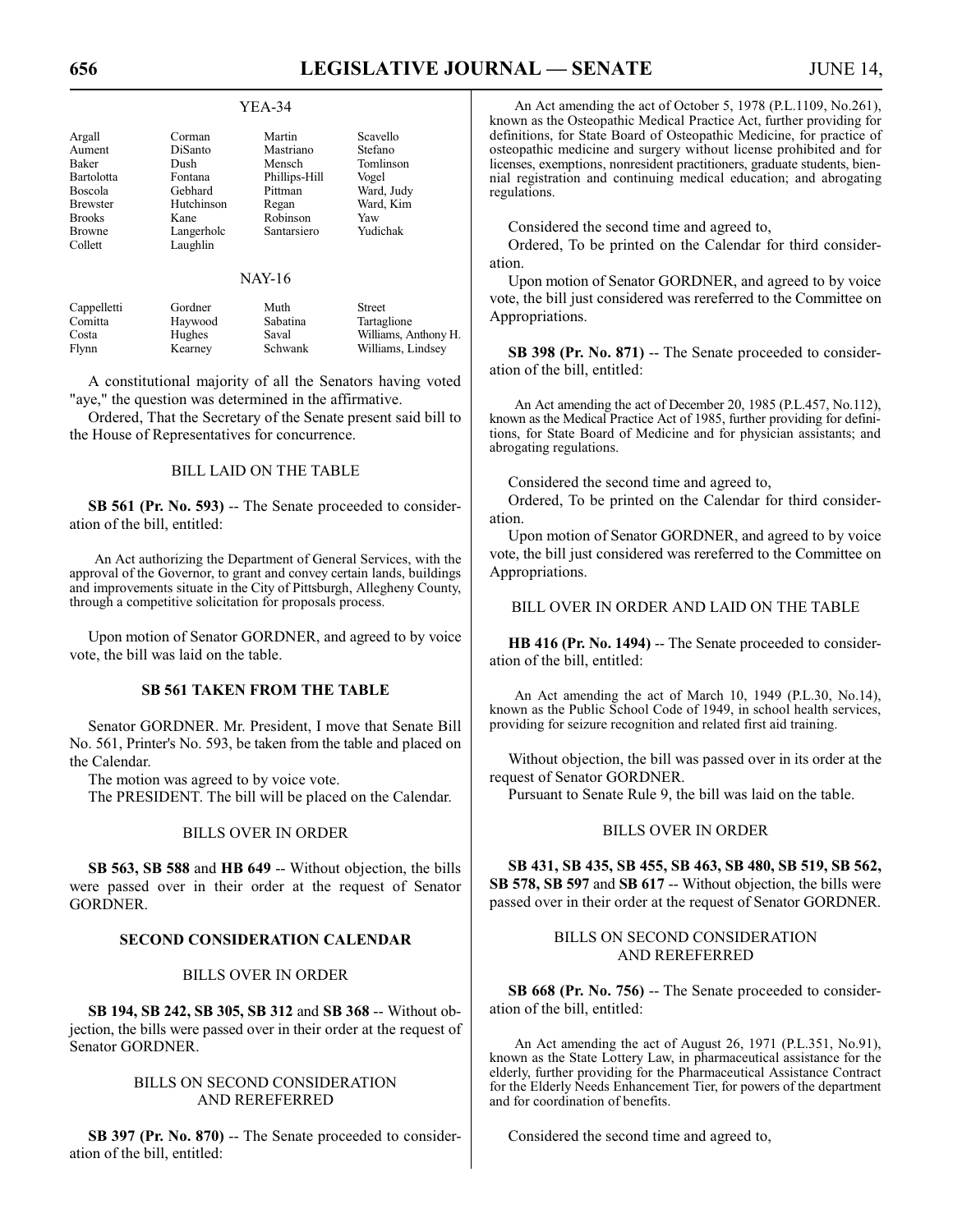YEA-34

| | | | |
|---|---|---|---|
| Argall | Corman | Martin | Scavello |
| Aument | DiSanto | Mastriano | Stefano |
| Baker | Dush | Mensch | Tomlinson |
| Bartolotta | Fontana | Phillips-Hill | Vogel |
| Boscola | Gebhard | Pittman | Ward, Judy |
| Brewster | Hutchinson | Regan | Ward, Kim |
| Brooks | Kane | Robinson | Yaw |
| Browne | Langerholc | Santarsiero | Yudichak |
| Collett | Laughlin | | |

NAY-16

| | | | |
|---|---|---|---|
| Cappelletti | Gordner | Muth | Street |
| Comitta | Haywood | Sabatina | Tartaglione |
| Costa | Hughes | Saval | Williams, Anthony H. |
| Flynn | Kearney | Schwank | Williams, Lindsey |

A constitutional majority of all the Senators having voted "aye," the question was determined in the affirmative.

Ordered, That the Secretary of the Senate present said bill to the House of Representatives for concurrence.

## BILL LAID ON THE TABLE

**SB 561 (Pr. No. 593)** -- The Senate proceeded to consideration of the bill, entitled:

An Act authorizing the Department of General Services, with the approval of the Governor, to grant and convey certain lands, buildings and improvements situate in the City of Pittsburgh, Allegheny County, through a competitive solicitation for proposals process.

Upon motion of Senator GORDNER, and agreed to by voice vote, the bill was laid on the table.

## SB 561 TAKEN FROM THE TABLE

Senator GORDNER. Mr. President, I move that Senate Bill No. 561, Printer's No. 593, be taken from the table and placed on the Calendar.

The motion was agreed to by voice vote.

The PRESIDENT. The bill will be placed on the Calendar.

## BILLS OVER IN ORDER

**SB 563, SB 588** and **HB 649** -- Without objection, the bills were passed over in their order at the request of Senator GORDNER.

## SECOND CONSIDERATION CALENDAR

## BILLS OVER IN ORDER

**SB 194, SB 242, SB 305, SB 312** and **SB 368** -- Without objection, the bills were passed over in their order at the request of Senator GORDNER.

## BILLS ON SECOND CONSIDERATION AND REREFERRED

**SB 397 (Pr. No. 870)** -- The Senate proceeded to consideration of the bill, entitled:

An Act amending the act of October 5, 1978 (P.L.1109, No.261), known as the Osteopathic Medical Practice Act, further providing for definitions, for State Board of Osteopathic Medicine, for practice of osteopathic medicine and surgery without license prohibited and for licenses, exemptions, nonresident practitioners, graduate students, biennial registration and continuing medical education; and abrogating regulations.

Considered the second time and agreed to,

Ordered, To be printed on the Calendar for third consideration.

Upon motion of Senator GORDNER, and agreed to by voice vote, the bill just considered was rereferred to the Committee on Appropriations.

**SB 398 (Pr. No. 871)** -- The Senate proceeded to consideration of the bill, entitled:

An Act amending the act of December 20, 1985 (P.L.457, No.112), known as the Medical Practice Act of 1985, further providing for definitions, for State Board of Medicine and for physician assistants; and abrogating regulations.

Considered the second time and agreed to,

Ordered, To be printed on the Calendar for third consideration.

Upon motion of Senator GORDNER, and agreed to by voice vote, the bill just considered was rereferred to the Committee on Appropriations.

## BILL OVER IN ORDER AND LAID ON THE TABLE

**HB 416 (Pr. No. 1494)** -- The Senate proceeded to consideration of the bill, entitled:

An Act amending the act of March 10, 1949 (P.L.30, No.14), known as the Public School Code of 1949, in school health services, providing for seizure recognition and related first aid training.

Without objection, the bill was passed over in its order at the request of Senator GORDNER.

Pursuant to Senate Rule 9, the bill was laid on the table.

## BILLS OVER IN ORDER

**SB 431, SB 435, SB 455, SB 463, SB 480, SB 519, SB 562, SB 578, SB 597** and **SB 617** -- Without objection, the bills were passed over in their order at the request of Senator GORDNER.

## BILLS ON SECOND CONSIDERATION AND REREFERRED

**SB 668 (Pr. No. 756)** -- The Senate proceeded to consideration of the bill, entitled:

An Act amending the act of August 26, 1971 (P.L.351, No.91), known as the State Lottery Law, in pharmaceutical assistance for the elderly, further providing for the Pharmaceutical Assistance Contract for the Elderly Needs Enhancement Tier, for powers of the department and for coordination of benefits.

Considered the second time and agreed to,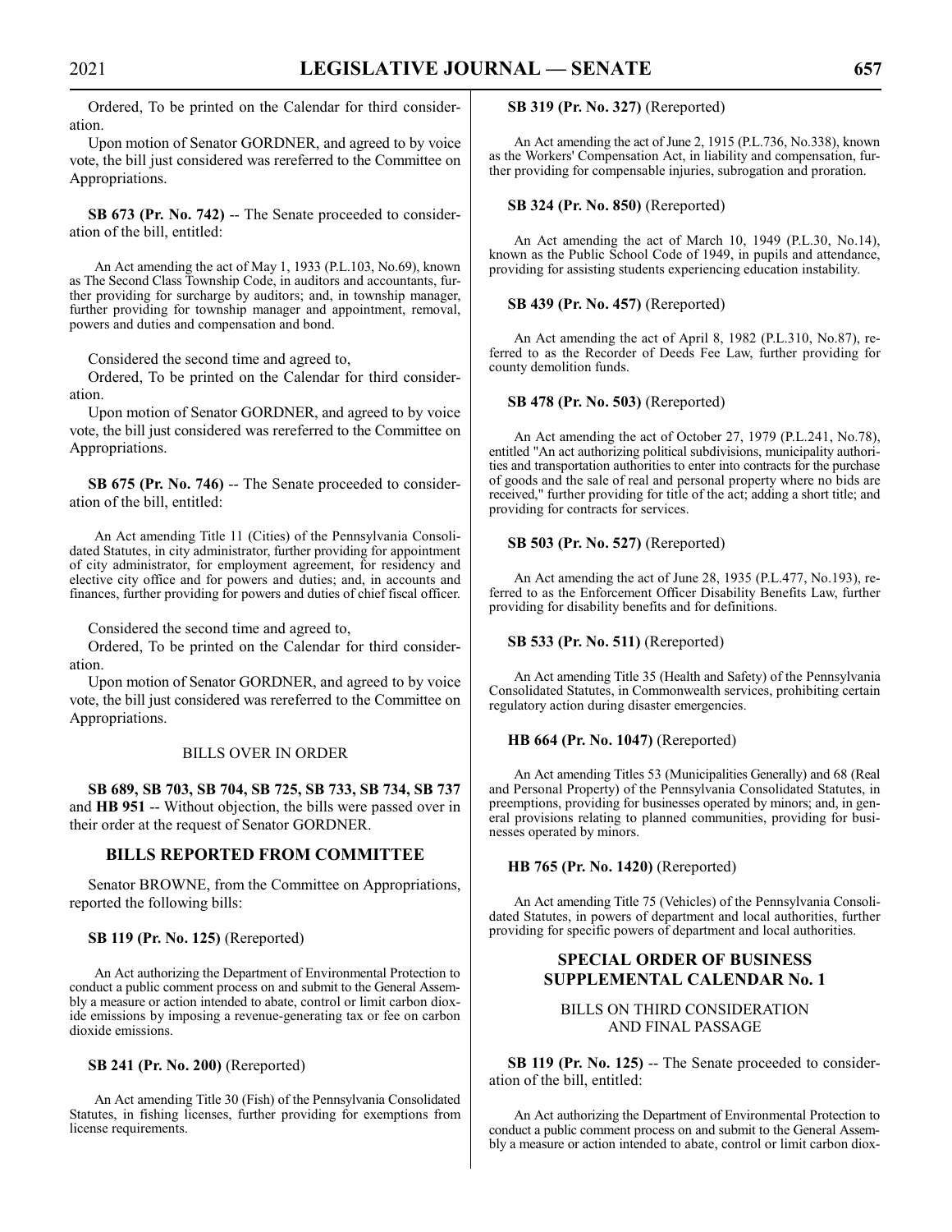Ordered, To be printed on the Calendar for third consideration.

Upon motion of Senator GORDNER, and agreed to by voice vote, the bill just considered was rereferred to the Committee on Appropriations.

**SB 673 (Pr. No. 742)** -- The Senate proceeded to consideration of the bill, entitled:

An Act amending the act of May 1, 1933 (P.L.103, No.69), known as The Second Class Township Code, in auditors and accountants, further providing for surcharge by auditors; and, in township manager, further providing for township manager and appointment, removal, powers and duties and compensation and bond.

Considered the second time and agreed to,

Ordered, To be printed on the Calendar for third consideration.

Upon motion of Senator GORDNER, and agreed to by voice vote, the bill just considered was rereferred to the Committee on Appropriations.

**SB 675 (Pr. No. 746)** -- The Senate proceeded to consideration of the bill, entitled:

An Act amending Title 11 (Cities) of the Pennsylvania Consolidated Statutes, in city administrator, further providing for appointment of city administrator, for employment agreement, for residency and elective city office and for powers and duties; and, in accounts and finances, further providing for powers and duties of chief fiscal officer.

Considered the second time and agreed to,

Ordered, To be printed on the Calendar for third consideration.

Upon motion of Senator GORDNER, and agreed to by voice vote, the bill just considered was rereferred to the Committee on Appropriations.

### BILLS OVER IN ORDER

**SB 689, SB 703, SB 704, SB 725, SB 733, SB 734, SB 737** and **HB 951** -- Without objection, the bills were passed over in their order at the request of Senator GORDNER.

## BILLS REPORTED FROM COMMITTEE

Senator BROWNE, from the Committee on Appropriations, reported the following bills:

**SB 119 (Pr. No. 125)** (Rereported)

An Act authorizing the Department of Environmental Protection to conduct a public comment process on and submit to the General Assembly a measure or action intended to abate, control or limit carbon dioxide emissions by imposing a revenue-generating tax or fee on carbon dioxide emissions.

**SB 241 (Pr. No. 200)** (Rereported)

An Act amending Title 30 (Fish) of the Pennsylvania Consolidated Statutes, in fishing licenses, further providing for exemptions from license requirements.

**SB 319 (Pr. No. 327)** (Rereported)

An Act amending the act of June 2, 1915 (P.L.736, No.338), known as the Workers' Compensation Act, in liability and compensation, further providing for compensable injuries, subrogation and proration.

**SB 324 (Pr. No. 850)** (Rereported)

An Act amending the act of March 10, 1949 (P.L.30, No.14), known as the Public School Code of 1949, in pupils and attendance, providing for assisting students experiencing education instability.

**SB 439 (Pr. No. 457)** (Rereported)

An Act amending the act of April 8, 1982 (P.L.310, No.87), referred to as the Recorder of Deeds Fee Law, further providing for county demolition funds.

**SB 478 (Pr. No. 503)** (Rereported)

An Act amending the act of October 27, 1979 (P.L.241, No.78), entitled "An act authorizing political subdivisions, municipality authorities and transportation authorities to enter into contracts for the purchase of goods and the sale of real and personal property where no bids are received," further providing for title of the act; adding a short title; and providing for contracts for services.

**SB 503 (Pr. No. 527)** (Rereported)

An Act amending the act of June 28, 1935 (P.L.477, No.193), referred to as the Enforcement Officer Disability Benefits Law, further providing for disability benefits and for definitions.

**SB 533 (Pr. No. 511)** (Rereported)

An Act amending Title 35 (Health and Safety) of the Pennsylvania Consolidated Statutes, in Commonwealth services, prohibiting certain regulatory action during disaster emergencies.

**HB 664 (Pr. No. 1047)** (Rereported)

An Act amending Titles 53 (Municipalities Generally) and 68 (Real and Personal Property) of the Pennsylvania Consolidated Statutes, in preemptions, providing for businesses operated by minors; and, in general provisions relating to planned communities, providing for businesses operated by minors.

**HB 765 (Pr. No. 1420)** (Rereported)

An Act amending Title 75 (Vehicles) of the Pennsylvania Consolidated Statutes, in powers of department and local authorities, further providing for specific powers of department and local authorities.

## SPECIAL ORDER OF BUSINESS SUPPLEMENTAL CALENDAR No. 1

### BILLS ON THIRD CONSIDERATION AND FINAL PASSAGE

**SB 119 (Pr. No. 125)** -- The Senate proceeded to consideration of the bill, entitled:

An Act authorizing the Department of Environmental Protection to conduct a public comment process on and submit to the General Assembly a measure or action intended to abate, control or limit carbon diox-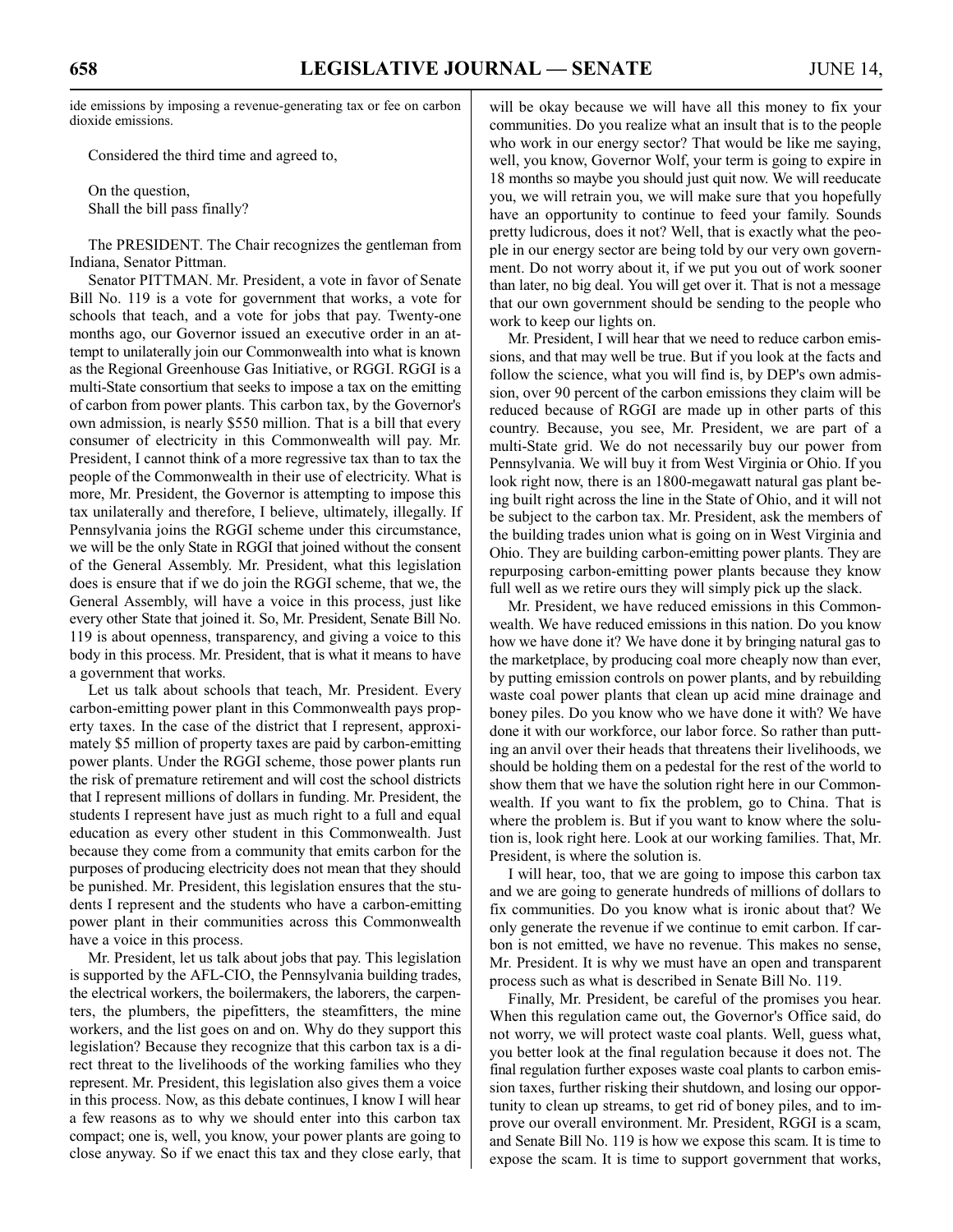ide emissions by imposing a revenue-generating tax or fee on carbon dioxide emissions.

Considered the third time and agreed to,

On the question,
Shall the bill pass finally?

The PRESIDENT. The Chair recognizes the gentleman from Indiana, Senator Pittman.

Senator PITTMAN. Mr. President, a vote in favor of Senate Bill No. 119 is a vote for government that works, a vote for schools that teach, and a vote for jobs that pay. Twenty-one months ago, our Governor issued an executive order in an attempt to unilaterally join our Commonwealth into what is known as the Regional Greenhouse Gas Initiative, or RGGI. RGGI is a multi-State consortium that seeks to impose a tax on the emitting of carbon from power plants. This carbon tax, by the Governor's own admission, is nearly $550 million. That is a bill that every consumer of electricity in this Commonwealth will pay. Mr. President, I cannot think of a more regressive tax than to tax the people of the Commonwealth in their use of electricity. What is more, Mr. President, the Governor is attempting to impose this tax unilaterally and therefore, I believe, ultimately, illegally. If Pennsylvania joins the RGGI scheme under this circumstance, we will be the only State in RGGI that joined without the consent of the General Assembly. Mr. President, what this legislation does is ensure that if we do join the RGGI scheme, that we, the General Assembly, will have a voice in this process, just like every other State that joined it. So, Mr. President, Senate Bill No. 119 is about openness, transparency, and giving a voice to this body in this process. Mr. President, that is what it means to have a government that works.

Let us talk about schools that teach, Mr. President. Every carbon-emitting power plant in this Commonwealth pays property taxes. In the case of the district that I represent, approximately $5 million of property taxes are paid by carbon-emitting power plants. Under the RGGI scheme, those power plants run the risk of premature retirement and will cost the school districts that I represent millions of dollars in funding. Mr. President, the students I represent have just as much right to a full and equal education as every other student in this Commonwealth. Just because they come from a community that emits carbon for the purposes of producing electricity does not mean that they should be punished. Mr. President, this legislation ensures that the students I represent and the students who have a carbon-emitting power plant in their communities across this Commonwealth have a voice in this process.

Mr. President, let us talk about jobs that pay. This legislation is supported by the AFL-CIO, the Pennsylvania building trades, the electrical workers, the boilermakers, the laborers, the carpenters, the plumbers, the pipefitters, the steamfitters, the mine workers, and the list goes on and on. Why do they support this legislation? Because they recognize that this carbon tax is a direct threat to the livelihoods of the working families who they represent. Mr. President, this legislation also gives them a voice in this process. Now, as this debate continues, I know I will hear a few reasons as to why we should enter into this carbon tax compact; one is, well, you know, your power plants are going to close anyway. So if we enact this tax and they close early, that will be okay because we will have all this money to fix your communities. Do you realize what an insult that is to the people who work in our energy sector? That would be like me saying, well, you know, Governor Wolf, your term is going to expire in 18 months so maybe you should just quit now. We will reeducate you, we will retrain you, we will make sure that you hopefully have an opportunity to continue to feed your family. Sounds pretty ludicrous, does it not? Well, that is exactly what the people in our energy sector are being told by our very own government. Do not worry about it, if we put you out of work sooner than later, no big deal. You will get over it. That is not a message that our own government should be sending to the people who work to keep our lights on.

Mr. President, I will hear that we need to reduce carbon emissions, and that may well be true. But if you look at the facts and follow the science, what you will find is, by DEP's own admission, over 90 percent of the carbon emissions they claim will be reduced because of RGGI are made up in other parts of this country. Because, you see, Mr. President, we are part of a multi-State grid. We do not necessarily buy our power from Pennsylvania. We will buy it from West Virginia or Ohio. If you look right now, there is an 1800-megawatt natural gas plant being built right across the line in the State of Ohio, and it will not be subject to the carbon tax. Mr. President, ask the members of the building trades union what is going on in West Virginia and Ohio. They are building carbon-emitting power plants. They are repurposing carbon-emitting power plants because they know full well as we retire ours they will simply pick up the slack.

Mr. President, we have reduced emissions in this Commonwealth. We have reduced emissions in this nation. Do you know how we have done it? We have done it by bringing natural gas to the marketplace, by producing coal more cheaply now than ever, by putting emission controls on power plants, and by rebuilding waste coal power plants that clean up acid mine drainage and boney piles. Do you know who we have done it with? We have done it with our workforce, our labor force. So rather than putting an anvil over their heads that threatens their livelihoods, we should be holding them on a pedestal for the rest of the world to show them that we have the solution right here in our Commonwealth. If you want to fix the problem, go to China. That is where the problem is. But if you want to know where the solution is, look right here. Look at our working families. That, Mr. President, is where the solution is.

I will hear, too, that we are going to impose this carbon tax and we are going to generate hundreds of millions of dollars to fix communities. Do you know what is ironic about that? We only generate the revenue if we continue to emit carbon. If carbon is not emitted, we have no revenue. This makes no sense, Mr. President. It is why we must have an open and transparent process such as what is described in Senate Bill No. 119.

Finally, Mr. President, be careful of the promises you hear. When this regulation came out, the Governor's Office said, do not worry, we will protect waste coal plants. Well, guess what, you better look at the final regulation because it does not. The final regulation further exposes waste coal plants to carbon emission taxes, further risking their shutdown, and losing our opportunity to clean up streams, to get rid of boney piles, and to improve our overall environment. Mr. President, RGGI is a scam, and Senate Bill No. 119 is how we expose this scam. It is time to expose the scam. It is time to support government that works,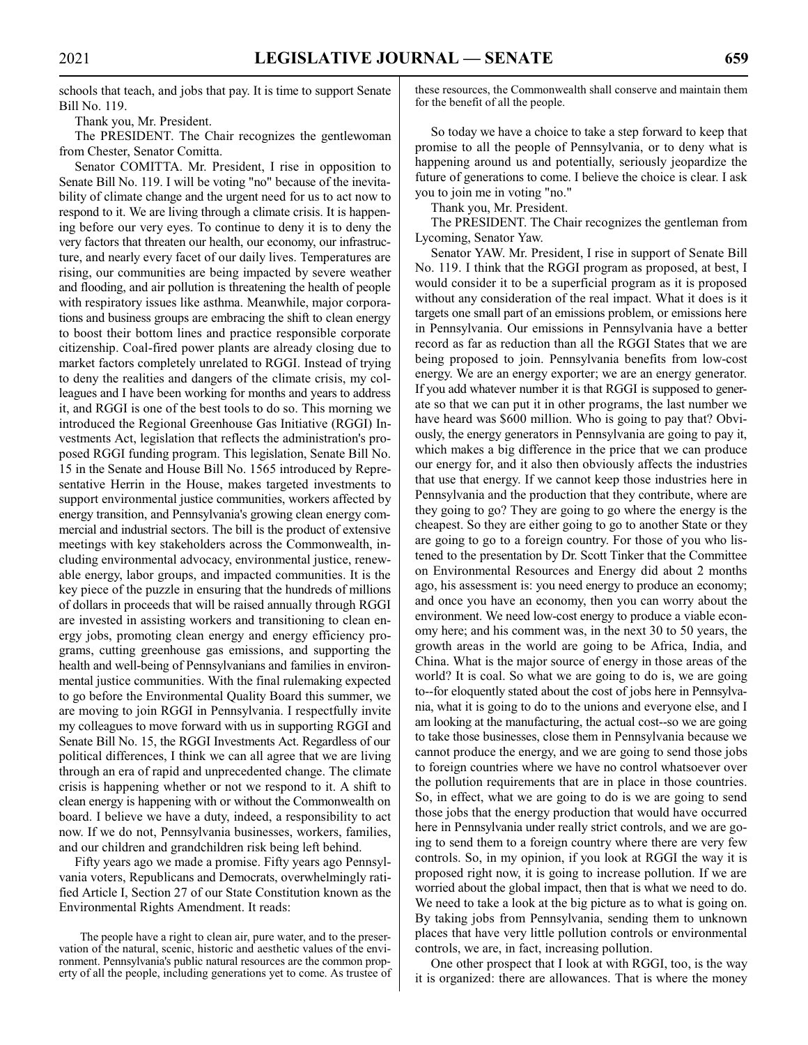schools that teach, and jobs that pay. It is time to support Senate Bill No. 119.

Thank you, Mr. President.

The PRESIDENT. The Chair recognizes the gentlewoman from Chester, Senator Comitta.

Senator COMITTA. Mr. President, I rise in opposition to Senate Bill No. 119. I will be voting "no" because of the inevitability of climate change and the urgent need for us to act now to respond to it. We are living through a climate crisis. It is happening before our very eyes. To continue to deny it is to deny the very factors that threaten our health, our economy, our infrastructure, and nearly every facet of our daily lives. Temperatures are rising, our communities are being impacted by severe weather and flooding, and air pollution is threatening the health of people with respiratory issues like asthma. Meanwhile, major corporations and business groups are embracing the shift to clean energy to boost their bottom lines and practice responsible corporate citizenship. Coal-fired power plants are already closing due to market factors completely unrelated to RGGI. Instead of trying to deny the realities and dangers of the climate crisis, my colleagues and I have been working for months and years to address it, and RGGI is one of the best tools to do so. This morning we introduced the Regional Greenhouse Gas Initiative (RGGI) Investments Act, legislation that reflects the administration's proposed RGGI funding program. This legislation, Senate Bill No. 15 in the Senate and House Bill No. 1565 introduced by Representative Herrin in the House, makes targeted investments to support environmental justice communities, workers affected by energy transition, and Pennsylvania's growing clean energy commercial and industrial sectors. The bill is the product of extensive meetings with key stakeholders across the Commonwealth, including environmental advocacy, environmental justice, renewable energy, labor groups, and impacted communities. It is the key piece of the puzzle in ensuring that the hundreds of millions of dollars in proceeds that will be raised annually through RGGI are invested in assisting workers and transitioning to clean energy jobs, promoting clean energy and energy efficiency programs, cutting greenhouse gas emissions, and supporting the health and well-being of Pennsylvanians and families in environmental justice communities. With the final rulemaking expected to go before the Environmental Quality Board this summer, we are moving to join RGGI in Pennsylvania. I respectfully invite my colleagues to move forward with us in supporting RGGI and Senate Bill No. 15, the RGGI Investments Act. Regardless of our political differences, I think we can all agree that we are living through an era of rapid and unprecedented change. The climate crisis is happening whether or not we respond to it. A shift to clean energy is happening with or without the Commonwealth on board. I believe we have a duty, indeed, a responsibility to act now. If we do not, Pennsylvania businesses, workers, families, and our children and grandchildren risk being left behind.

Fifty years ago we made a promise. Fifty years ago Pennsylvania voters, Republicans and Democrats, overwhelmingly ratified Article I, Section 27 of our State Constitution known as the Environmental Rights Amendment. It reads:

> The people have a right to clean air, pure water, and to the preservation of the natural, scenic, historic and aesthetic values of the environment. Pennsylvania's public natural resources are the common property of all the people, including generations yet to come. As trustee of these resources, the Commonwealth shall conserve and maintain them for the benefit of all the people.

So today we have a choice to take a step forward to keep that promise to all the people of Pennsylvania, or to deny what is happening around us and potentially, seriously jeopardize the future of generations to come. I believe the choice is clear. I ask you to join me in voting "no."

Thank you, Mr. President.

The PRESIDENT. The Chair recognizes the gentleman from Lycoming, Senator Yaw.

Senator YAW. Mr. President, I rise in support of Senate Bill No. 119. I think that the RGGI program as proposed, at best, I would consider it to be a superficial program as it is proposed without any consideration of the real impact. What it does is it targets one small part of an emissions problem, or emissions here in Pennsylvania. Our emissions in Pennsylvania have a better record as far as reduction than all the RGGI States that we are being proposed to join. Pennsylvania benefits from low-cost energy. We are an energy exporter; we are an energy generator. If you add whatever number it is that RGGI is supposed to generate so that we can put it in other programs, the last number we have heard was $600 million. Who is going to pay that? Obviously, the energy generators in Pennsylvania are going to pay it, which makes a big difference in the price that we can produce our energy for, and it also then obviously affects the industries that use that energy. If we cannot keep those industries here in Pennsylvania and the production that they contribute, where are they going to go? They are going to go where the energy is the cheapest. So they are either going to go to another State or they are going to go to a foreign country. For those of you who listened to the presentation by Dr. Scott Tinker that the Committee on Environmental Resources and Energy did about 2 months ago, his assessment is: you need energy to produce an economy; and once you have an economy, then you can worry about the environment. We need low-cost energy to produce a viable economy here; and his comment was, in the next 30 to 50 years, the growth areas in the world are going to be Africa, India, and China. What is the major source of energy in those areas of the world? It is coal. So what we are going to do is, we are going to--for eloquently stated about the cost of jobs here in Pennsylvania, what it is going to do to the unions and everyone else, and I am looking at the manufacturing, the actual cost--so we are going to take those businesses, close them in Pennsylvania because we cannot produce the energy, and we are going to send those jobs to foreign countries where we have no control whatsoever over the pollution requirements that are in place in those countries. So, in effect, what we are going to do is we are going to send those jobs that the energy production that would have occurred here in Pennsylvania under really strict controls, and we are going to send them to a foreign country where there are very few controls. So, in my opinion, if you look at RGGI the way it is proposed right now, it is going to increase pollution. If we are worried about the global impact, then that is what we need to do. We need to take a look at the big picture as to what is going on. By taking jobs from Pennsylvania, sending them to unknown places that have very little pollution controls or environmental controls, we are, in fact, increasing pollution.

One other prospect that I look at with RGGI, too, is the way it is organized: there are allowances. That is where the money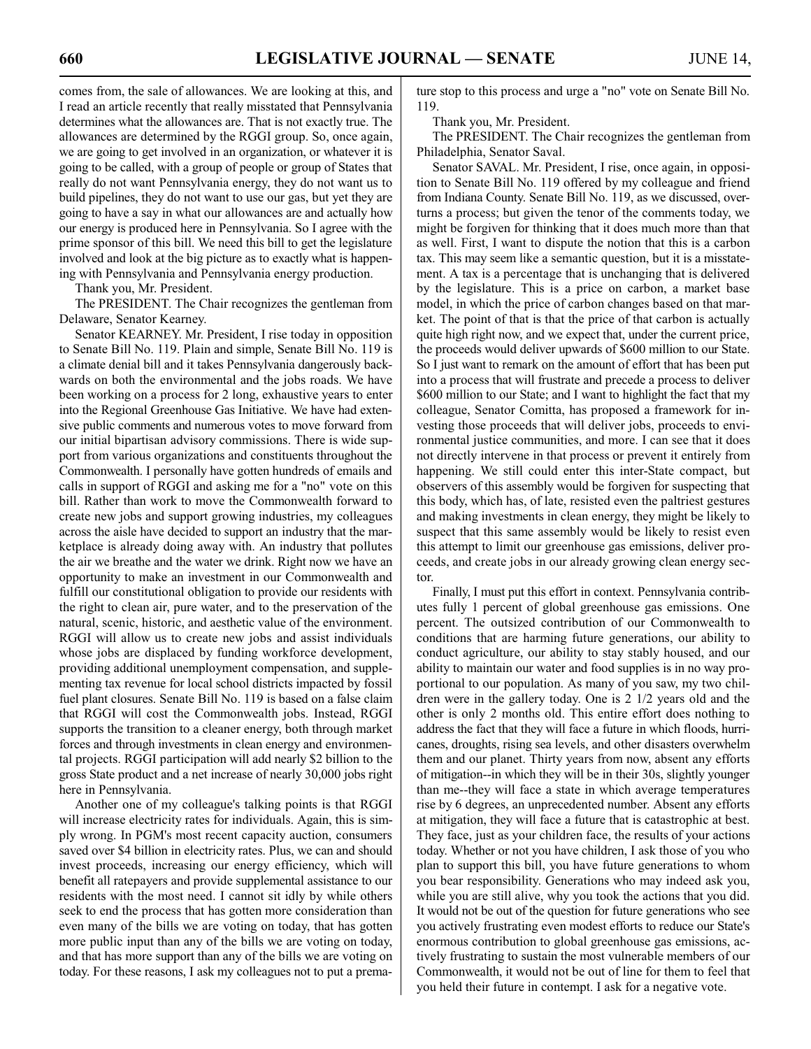comes from, the sale of allowances. We are looking at this, and I read an article recently that really misstated that Pennsylvania determines what the allowances are. That is not exactly true. The allowances are determined by the RGGI group. So, once again, we are going to get involved in an organization, or whatever it is going to be called, with a group of people or group of States that really do not want Pennsylvania energy, they do not want us to build pipelines, they do not want to use our gas, but yet they are going to have a say in what our allowances are and actually how our energy is produced here in Pennsylvania. So I agree with the prime sponsor of this bill. We need this bill to get the legislature involved and look at the big picture as to exactly what is happening with Pennsylvania and Pennsylvania energy production.

Thank you, Mr. President.

The PRESIDENT. The Chair recognizes the gentleman from Delaware, Senator Kearney.

Senator KEARNEY. Mr. President, I rise today in opposition to Senate Bill No. 119. Plain and simple, Senate Bill No. 119 is a climate denial bill and it takes Pennsylvania dangerously backwards on both the environmental and the jobs roads. We have been working on a process for 2 long, exhaustive years to enter into the Regional Greenhouse Gas Initiative. We have had extensive public comments and numerous votes to move forward from our initial bipartisan advisory commissions. There is wide support from various organizations and constituents throughout the Commonwealth. I personally have gotten hundreds of emails and calls in support of RGGI and asking me for a "no" vote on this bill. Rather than work to move the Commonwealth forward to create new jobs and support growing industries, my colleagues across the aisle have decided to support an industry that the marketplace is already doing away with. An industry that pollutes the air we breathe and the water we drink. Right now we have an opportunity to make an investment in our Commonwealth and fulfill our constitutional obligation to provide our residents with the right to clean air, pure water, and to the preservation of the natural, scenic, historic, and aesthetic value of the environment. RGGI will allow us to create new jobs and assist individuals whose jobs are displaced by funding workforce development, providing additional unemployment compensation, and supplementing tax revenue for local school districts impacted by fossil fuel plant closures. Senate Bill No. 119 is based on a false claim that RGGI will cost the Commonwealth jobs. Instead, RGGI supports the transition to a cleaner energy, both through market forces and through investments in clean energy and environmental projects. RGGI participation will add nearly $2 billion to the gross State product and a net increase of nearly 30,000 jobs right here in Pennsylvania.

Another one of my colleague's talking points is that RGGI will increase electricity rates for individuals. Again, this is simply wrong. In PGM's most recent capacity auction, consumers saved over $4 billion in electricity rates. Plus, we can and should invest proceeds, increasing our energy efficiency, which will benefit all ratepayers and provide supplemental assistance to our residents with the most need. I cannot sit idly by while others seek to end the process that has gotten more consideration than even many of the bills we are voting on today, that has gotten more public input than any of the bills we are voting on today, and that has more support than any of the bills we are voting on today. For these reasons, I ask my colleagues not to put a premature stop to this process and urge a "no" vote on Senate Bill No. 119.

Thank you, Mr. President.

The PRESIDENT. The Chair recognizes the gentleman from Philadelphia, Senator Saval.

Senator SAVAL. Mr. President, I rise, once again, in opposition to Senate Bill No. 119 offered by my colleague and friend from Indiana County. Senate Bill No. 119, as we discussed, overturns a process; but given the tenor of the comments today, we might be forgiven for thinking that it does much more than that as well. First, I want to dispute the notion that this is a carbon tax. This may seem like a semantic question, but it is a misstatement. A tax is a percentage that is unchanging that is delivered by the legislature. This is a price on carbon, a market base model, in which the price of carbon changes based on that market. The point of that is that the price of that carbon is actually quite high right now, and we expect that, under the current price, the proceeds would deliver upwards of $600 million to our State. So I just want to remark on the amount of effort that has been put into a process that will frustrate and precede a process to deliver $600 million to our State; and I want to highlight the fact that my colleague, Senator Comitta, has proposed a framework for investing those proceeds that will deliver jobs, proceeds to environmental justice communities, and more. I can see that it does not directly intervene in that process or prevent it entirely from happening. We still could enter this inter-State compact, but observers of this assembly would be forgiven for suspecting that this body, which has, of late, resisted even the paltriest gestures and making investments in clean energy, they might be likely to suspect that this same assembly would be likely to resist even this attempt to limit our greenhouse gas emissions, deliver proceeds, and create jobs in our already growing clean energy sector.

Finally, I must put this effort in context. Pennsylvania contributes fully 1 percent of global greenhouse gas emissions. One percent. The outsized contribution of our Commonwealth to conditions that are harming future generations, our ability to conduct agriculture, our ability to stay stably housed, and our ability to maintain our water and food supplies is in no way proportional to our population. As many of you saw, my two children were in the gallery today. One is 2 1/2 years old and the other is only 2 months old. This entire effort does nothing to address the fact that they will face a future in which floods, hurricanes, droughts, rising sea levels, and other disasters overwhelm them and our planet. Thirty years from now, absent any efforts of mitigation--in which they will be in their 30s, slightly younger than me--they will face a state in which average temperatures rise by 6 degrees, an unprecedented number. Absent any efforts at mitigation, they will face a future that is catastrophic at best. They face, just as your children face, the results of your actions today. Whether or not you have children, I ask those of you who plan to support this bill, you have future generations to whom you bear responsibility. Generations who may indeed ask you, while you are still alive, why you took the actions that you did. It would not be out of the question for future generations who see you actively frustrating even modest efforts to reduce our State's enormous contribution to global greenhouse gas emissions, actively frustrating to sustain the most vulnerable members of our Commonwealth, it would not be out of line for them to feel that you held their future in contempt. I ask for a negative vote.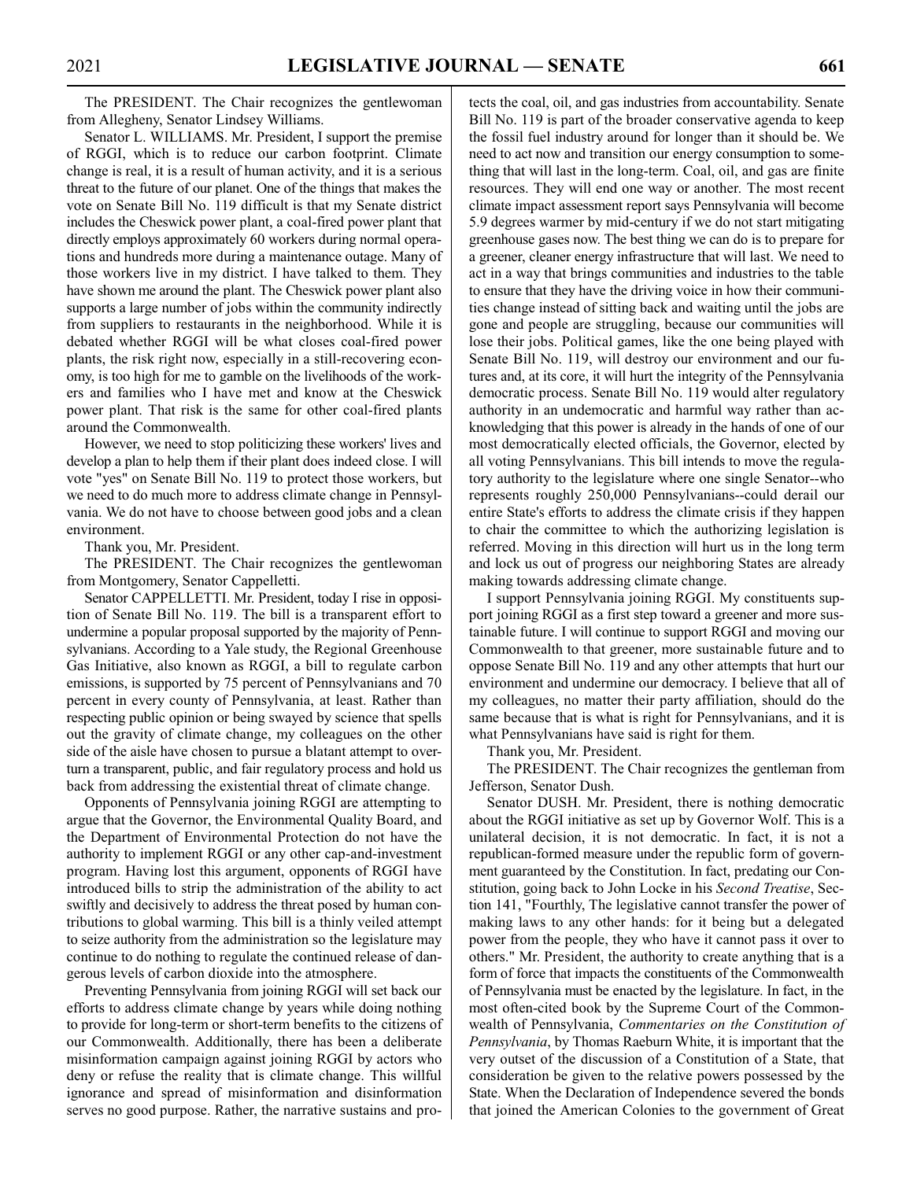The PRESIDENT. The Chair recognizes the gentlewoman from Allegheny, Senator Lindsey Williams.

Senator L. WILLIAMS. Mr. President, I support the premise of RGGI, which is to reduce our carbon footprint. Climate change is real, it is a result of human activity, and it is a serious threat to the future of our planet. One of the things that makes the vote on Senate Bill No. 119 difficult is that my Senate district includes the Cheswick power plant, a coal-fired power plant that directly employs approximately 60 workers during normal operations and hundreds more during a maintenance outage. Many of those workers live in my district. I have talked to them. They have shown me around the plant. The Cheswick power plant also supports a large number of jobs within the community indirectly from suppliers to restaurants in the neighborhood. While it is debated whether RGGI will be what closes coal-fired power plants, the risk right now, especially in a still-recovering economy, is too high for me to gamble on the livelihoods of the workers and families who I have met and know at the Cheswick power plant. That risk is the same for other coal-fired plants around the Commonwealth.

However, we need to stop politicizing these workers' lives and develop a plan to help them if their plant does indeed close. I will vote "yes" on Senate Bill No. 119 to protect those workers, but we need to do much more to address climate change in Pennsylvania. We do not have to choose between good jobs and a clean environment.

Thank you, Mr. President.

The PRESIDENT. The Chair recognizes the gentlewoman from Montgomery, Senator Cappelletti.

Senator CAPPELLETTI. Mr. President, today I rise in opposition of Senate Bill No. 119. The bill is a transparent effort to undermine a popular proposal supported by the majority of Pennsylvanians. According to a Yale study, the Regional Greenhouse Gas Initiative, also known as RGGI, a bill to regulate carbon emissions, is supported by 75 percent of Pennsylvanians and 70 percent in every county of Pennsylvania, at least. Rather than respecting public opinion or being swayed by science that spells out the gravity of climate change, my colleagues on the other side of the aisle have chosen to pursue a blatant attempt to overturn a transparent, public, and fair regulatory process and hold us back from addressing the existential threat of climate change.

Opponents of Pennsylvania joining RGGI are attempting to argue that the Governor, the Environmental Quality Board, and the Department of Environmental Protection do not have the authority to implement RGGI or any other cap-and-investment program. Having lost this argument, opponents of RGGI have introduced bills to strip the administration of the ability to act swiftly and decisively to address the threat posed by human contributions to global warming. This bill is a thinly veiled attempt to seize authority from the administration so the legislature may continue to do nothing to regulate the continued release of dangerous levels of carbon dioxide into the atmosphere.

Preventing Pennsylvania from joining RGGI will set back our efforts to address climate change by years while doing nothing to provide for long-term or short-term benefits to the citizens of our Commonwealth. Additionally, there has been a deliberate misinformation campaign against joining RGGI by actors who deny or refuse the reality that is climate change. This willful ignorance and spread of misinformation and disinformation serves no good purpose. Rather, the narrative sustains and protects the coal, oil, and gas industries from accountability. Senate Bill No. 119 is part of the broader conservative agenda to keep the fossil fuel industry around for longer than it should be. We need to act now and transition our energy consumption to something that will last in the long-term. Coal, oil, and gas are finite resources. They will end one way or another. The most recent climate impact assessment report says Pennsylvania will become 5.9 degrees warmer by mid-century if we do not start mitigating greenhouse gases now. The best thing we can do is to prepare for a greener, cleaner energy infrastructure that will last. We need to act in a way that brings communities and industries to the table to ensure that they have the driving voice in how their communities change instead of sitting back and waiting until the jobs are gone and people are struggling, because our communities will lose their jobs. Political games, like the one being played with Senate Bill No. 119, will destroy our environment and our futures and, at its core, it will hurt the integrity of the Pennsylvania democratic process. Senate Bill No. 119 would alter regulatory authority in an undemocratic and harmful way rather than acknowledging that this power is already in the hands of one of our most democratically elected officials, the Governor, elected by all voting Pennsylvanians. This bill intends to move the regulatory authority to the legislature where one single Senator--who represents roughly 250,000 Pennsylvanians--could derail our entire State's efforts to address the climate crisis if they happen to chair the committee to which the authorizing legislation is referred. Moving in this direction will hurt us in the long term and lock us out of progress our neighboring States are already making towards addressing climate change.

I support Pennsylvania joining RGGI. My constituents support joining RGGI as a first step toward a greener and more sustainable future. I will continue to support RGGI and moving our Commonwealth to that greener, more sustainable future and to oppose Senate Bill No. 119 and any other attempts that hurt our environment and undermine our democracy. I believe that all of my colleagues, no matter their party affiliation, should do the same because that is what is right for Pennsylvanians, and it is what Pennsylvanians have said is right for them.

Thank you, Mr. President.

The PRESIDENT. The Chair recognizes the gentleman from Jefferson, Senator Dush.

Senator DUSH. Mr. President, there is nothing democratic about the RGGI initiative as set up by Governor Wolf. This is a unilateral decision, it is not democratic. In fact, it is not a republican-formed measure under the republic form of government guaranteed by the Constitution. In fact, predating our Constitution, going back to John Locke in his *Second Treatise*, Section 141, "Fourthly, The legislative cannot transfer the power of making laws to any other hands: for it being but a delegated power from the people, they who have it cannot pass it over to others." Mr. President, the authority to create anything that is a form of force that impacts the constituents of the Commonwealth of Pennsylvania must be enacted by the legislature. In fact, in the most often-cited book by the Supreme Court of the Commonwealth of Pennsylvania, *Commentaries on the Constitution of Pennsylvania*, by Thomas Raeburn White, it is important that the very outset of the discussion of a Constitution of a State, that consideration be given to the relative powers possessed by the State. When the Declaration of Independence severed the bonds that joined the American Colonies to the government of Great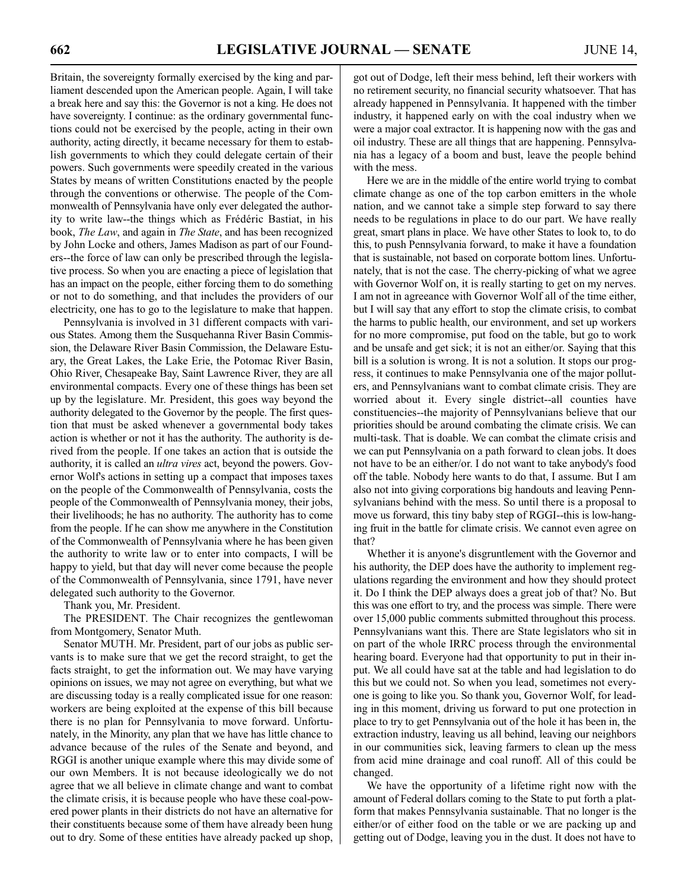Britain, the sovereignty formally exercised by the king and parliament descended upon the American people. Again, I will take a break here and say this: the Governor is not a king. He does not have sovereignty. I continue: as the ordinary governmental functions could not be exercised by the people, acting in their own authority, acting directly, it became necessary for them to establish governments to which they could delegate certain of their powers. Such governments were speedily created in the various States by means of written Constitutions enacted by the people through the conventions or otherwise. The people of the Commonwealth of Pennsylvania have only ever delegated the authority to write law--the things which as Frédéric Bastiat, in his book, *The Law*, and again in *The State*, and has been recognized by John Locke and others, James Madison as part of our Founders--the force of law can only be prescribed through the legislative process. So when you are enacting a piece of legislation that has an impact on the people, either forcing them to do something or not to do something, and that includes the providers of our electricity, one has to go to the legislature to make that happen.

Pennsylvania is involved in 31 different compacts with various States. Among them the Susquehanna River Basin Commission, the Delaware River Basin Commission, the Delaware Estuary, the Great Lakes, the Lake Erie, the Potomac River Basin, Ohio River, Chesapeake Bay, Saint Lawrence River, they are all environmental compacts. Every one of these things has been set up by the legislature. Mr. President, this goes way beyond the authority delegated to the Governor by the people. The first question that must be asked whenever a governmental body takes action is whether or not it has the authority. The authority is derived from the people. If one takes an action that is outside the authority, it is called an *ultra vires* act, beyond the powers. Governor Wolf's actions in setting up a compact that imposes taxes on the people of the Commonwealth of Pennsylvania, costs the people of the Commonwealth of Pennsylvania money, their jobs, their livelihoods; he has no authority. The authority has to come from the people. If he can show me anywhere in the Constitution of the Commonwealth of Pennsylvania where he has been given the authority to write law or to enter into compacts, I will be happy to yield, but that day will never come because the people of the Commonwealth of Pennsylvania, since 1791, have never delegated such authority to the Governor.

Thank you, Mr. President.

The PRESIDENT. The Chair recognizes the gentlewoman from Montgomery, Senator Muth.

Senator MUTH. Mr. President, part of our jobs as public servants is to make sure that we get the record straight, to get the facts straight, to get the information out. We may have varying opinions on issues, we may not agree on everything, but what we are discussing today is a really complicated issue for one reason: workers are being exploited at the expense of this bill because there is no plan for Pennsylvania to move forward. Unfortunately, in the Minority, any plan that we have has little chance to advance because of the rules of the Senate and beyond, and RGGI is another unique example where this may divide some of our own Members. It is not because ideologically we do not agree that we all believe in climate change and want to combat the climate crisis, it is because people who have these coal-powered power plants in their districts do not have an alternative for their constituents because some of them have already been hung out to dry. Some of these entities have already packed up shop, got out of Dodge, left their mess behind, left their workers with no retirement security, no financial security whatsoever. That has already happened in Pennsylvania. It happened with the timber industry, it happened early on with the coal industry when we were a major coal extractor. It is happening now with the gas and oil industry. These are all things that are happening. Pennsylvania has a legacy of a boom and bust, leave the people behind with the mess.

Here we are in the middle of the entire world trying to combat climate change as one of the top carbon emitters in the whole nation, and we cannot take a simple step forward to say there needs to be regulations in place to do our part. We have really great, smart plans in place. We have other States to look to, to do this, to push Pennsylvania forward, to make it have a foundation that is sustainable, not based on corporate bottom lines. Unfortunately, that is not the case. The cherry-picking of what we agree with Governor Wolf on, it is really starting to get on my nerves. I am not in agreeance with Governor Wolf all of the time either, but I will say that any effort to stop the climate crisis, to combat the harms to public health, our environment, and set up workers for no more compromise, put food on the table, but go to work and be unsafe and get sick; it is not an either/or. Saying that this bill is a solution is wrong. It is not a solution. It stops our progress, it continues to make Pennsylvania one of the major polluters, and Pennsylvanians want to combat climate crisis. They are worried about it. Every single district--all counties have constituencies--the majority of Pennsylvanians believe that our priorities should be around combating the climate crisis. We can multi-task. That is doable. We can combat the climate crisis and we can put Pennsylvania on a path forward to clean jobs. It does not have to be an either/or. I do not want to take anybody's food off the table. Nobody here wants to do that, I assume. But I am also not into giving corporations big handouts and leaving Pennsylvanians behind with the mess. So until there is a proposal to move us forward, this tiny baby step of RGGI--this is low-hanging fruit in the battle for climate crisis. We cannot even agree on that?

Whether it is anyone's disgruntlement with the Governor and his authority, the DEP does have the authority to implement regulations regarding the environment and how they should protect it. Do I think the DEP always does a great job of that? No. But this was one effort to try, and the process was simple. There were over 15,000 public comments submitted throughout this process. Pennsylvanians want this. There are State legislators who sit in on part of the whole IRRC process through the environmental hearing board. Everyone had that opportunity to put in their input. We all could have sat at the table and had legislation to do this but we could not. So when you lead, sometimes not everyone is going to like you. So thank you, Governor Wolf, for leading in this moment, driving us forward to put one protection in place to try to get Pennsylvania out of the hole it has been in, the extraction industry, leaving us all behind, leaving our neighbors in our communities sick, leaving farmers to clean up the mess from acid mine drainage and coal runoff. All of this could be changed.

We have the opportunity of a lifetime right now with the amount of Federal dollars coming to the State to put forth a platform that makes Pennsylvania sustainable. That no longer is the either/or of either food on the table or we are packing up and getting out of Dodge, leaving you in the dust. It does not have to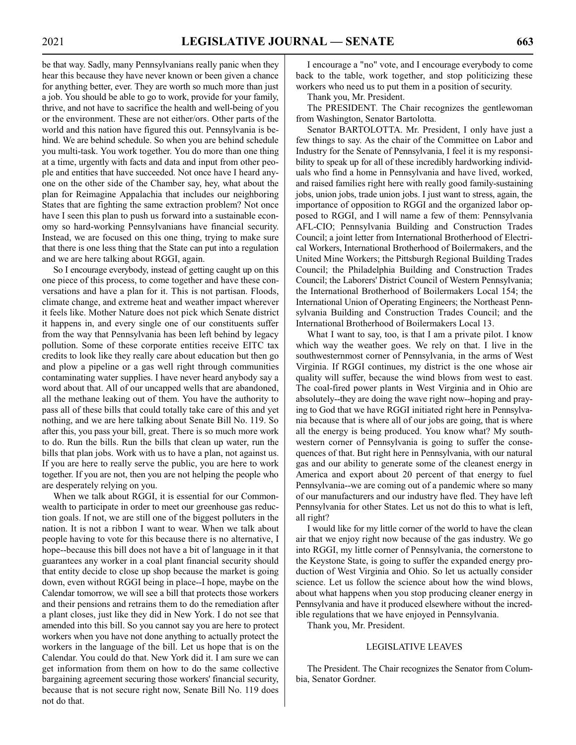be that way. Sadly, many Pennsylvanians really panic when they hear this because they have never known or been given a chance for anything better, ever. They are worth so much more than just a job. You should be able to go to work, provide for your family, thrive, and not have to sacrifice the health and well-being of you or the environment. These are not either/ors. Other parts of the world and this nation have figured this out. Pennsylvania is behind. We are behind schedule. So when you are behind schedule you multi-task. You work together. You do more than one thing at a time, urgently with facts and data and input from other people and entities that have succeeded. Not once have I heard anyone on the other side of the Chamber say, hey, what about the plan for Reimagine Appalachia that includes our neighboring States that are fighting the same extraction problem? Not once have I seen this plan to push us forward into a sustainable economy so hard-working Pennsylvanians have financial security. Instead, we are focused on this one thing, trying to make sure that there is one less thing that the State can put into a regulation and we are here talking about RGGI, again.

So I encourage everybody, instead of getting caught up on this one piece of this process, to come together and have these conversations and have a plan for it. This is not partisan. Floods, climate change, and extreme heat and weather impact wherever it feels like. Mother Nature does not pick which Senate district it happens in, and every single one of our constituents suffer from the way that Pennsylvania has been left behind by legacy pollution. Some of these corporate entities receive EITC tax credits to look like they really care about education but then go and plow a pipeline or a gas well right through communities contaminating water supplies. I have never heard anybody say a word about that. All of our uncapped wells that are abandoned, all the methane leaking out of them. You have the authority to pass all of these bills that could totally take care of this and yet nothing, and we are here talking about Senate Bill No. 119. So after this, you pass your bill, great. There is so much more work to do. Run the bills. Run the bills that clean up water, run the bills that plan jobs. Work with us to have a plan, not against us. If you are here to really serve the public, you are here to work together. If you are not, then you are not helping the people who are desperately relying on you.

When we talk about RGGI, it is essential for our Commonwealth to participate in order to meet our greenhouse gas reduction goals. If not, we are still one of the biggest polluters in the nation. It is not a ribbon I want to wear. When we talk about people having to vote for this because there is no alternative, I hope--because this bill does not have a bit of language in it that guarantees any worker in a coal plant financial security should that entity decide to close up shop because the market is going down, even without RGGI being in place--I hope, maybe on the Calendar tomorrow, we will see a bill that protects those workers and their pensions and retrains them to do the remediation after a plant closes, just like they did in New York. I do not see that amended into this bill. So you cannot say you are here to protect workers when you have not done anything to actually protect the workers in the language of the bill. Let us hope that is on the Calendar. You could do that. New York did it. I am sure we can get information from them on how to do the same collective bargaining agreement securing those workers' financial security, because that is not secure right now, Senate Bill No. 119 does not do that.

I encourage a "no" vote, and I encourage everybody to come back to the table, work together, and stop politicizing these workers who need us to put them in a position of security.

Thank you, Mr. President.

The PRESIDENT. The Chair recognizes the gentlewoman from Washington, Senator Bartolotta.

Senator BARTOLOTTA. Mr. President, I only have just a few things to say. As the chair of the Committee on Labor and Industry for the Senate of Pennsylvania, I feel it is my responsibility to speak up for all of these incredibly hardworking individuals who find a home in Pennsylvania and have lived, worked, and raised families right here with really good family-sustaining jobs, union jobs, trade union jobs. I just want to stress, again, the importance of opposition to RGGI and the organized labor opposed to RGGI, and I will name a few of them: Pennsylvania AFL-CIO; Pennsylvania Building and Construction Trades Council; a joint letter from International Brotherhood of Electrical Workers, International Brotherhood of Boilermakers, and the United Mine Workers; the Pittsburgh Regional Building Trades Council; the Philadelphia Building and Construction Trades Council; the Laborers' District Council of Western Pennsylvania; the International Brotherhood of Boilermakers Local 154; the International Union of Operating Engineers; the Northeast Pennsylvania Building and Construction Trades Council; and the International Brotherhood of Boilermakers Local 13.

What I want to say, too, is that I am a private pilot. I know which way the weather goes. We rely on that. I live in the southwesternmost corner of Pennsylvania, in the arms of West Virginia. If RGGI continues, my district is the one whose air quality will suffer, because the wind blows from west to east. The coal-fired power plants in West Virginia and in Ohio are absolutely--they are doing the wave right now--hoping and praying to God that we have RGGI initiated right here in Pennsylvania because that is where all of our jobs are going, that is where all the energy is being produced. You know what? My southwestern corner of Pennsylvania is going to suffer the consequences of that. But right here in Pennsylvania, with our natural gas and our ability to generate some of the cleanest energy in America and export about 20 percent of that energy to fuel Pennsylvania--we are coming out of a pandemic where so many of our manufacturers and our industry have fled. They have left Pennsylvania for other States. Let us not do this to what is left, all right?

I would like for my little corner of the world to have the clean air that we enjoy right now because of the gas industry. We go into RGGI, my little corner of Pennsylvania, the cornerstone to the Keystone State, is going to suffer the expanded energy production of West Virginia and Ohio. So let us actually consider science. Let us follow the science about how the wind blows, about what happens when you stop producing cleaner energy in Pennsylvania and have it produced elsewhere without the incredible regulations that we have enjoyed in Pennsylvania.

Thank you, Mr. President.

## LEGISLATIVE LEAVES

The President. The Chair recognizes the Senator from Columbia, Senator Gordner.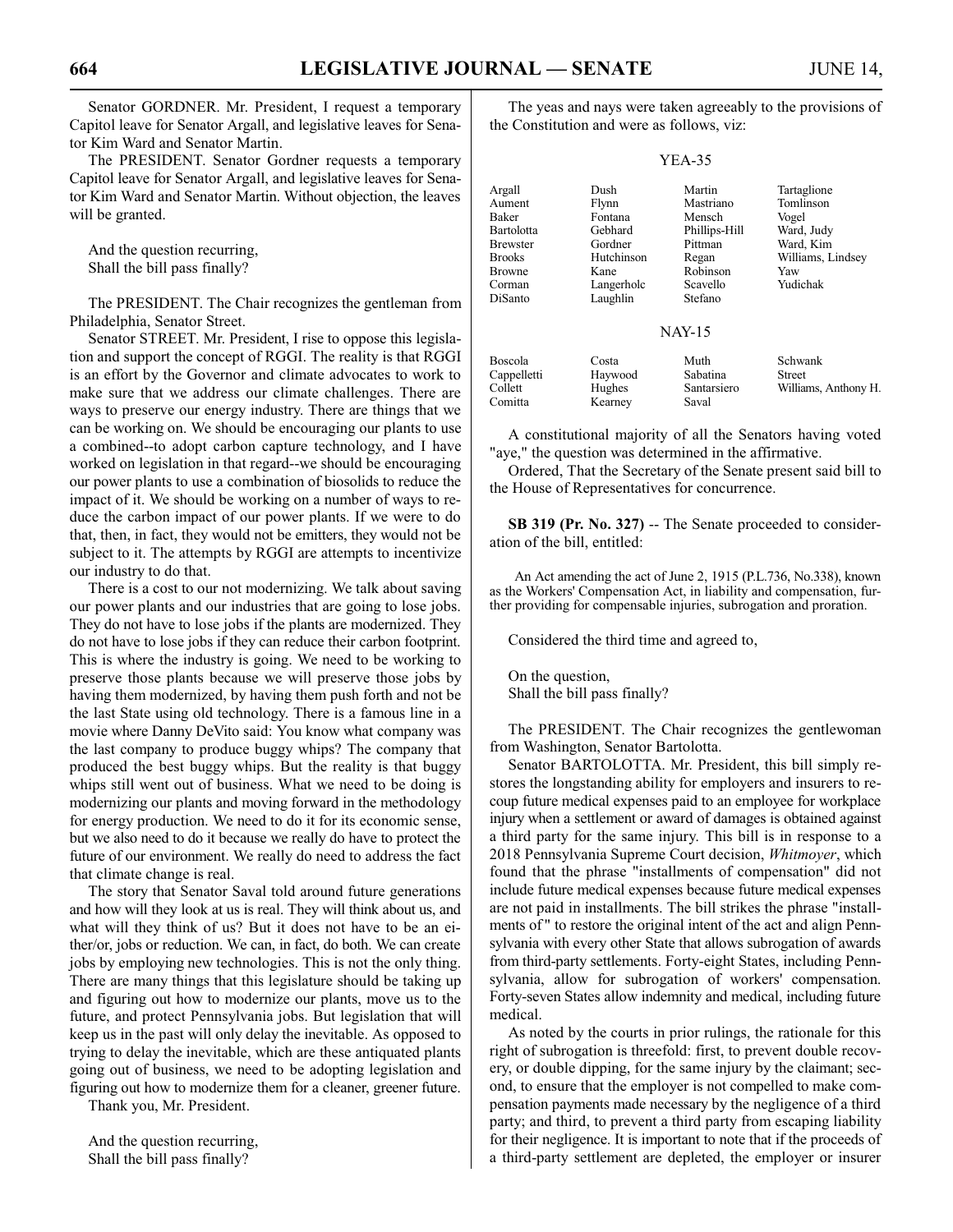Senator GORDNER. Mr. President, I request a temporary Capitol leave for Senator Argall, and legislative leaves for Senator Kim Ward and Senator Martin.

The PRESIDENT. Senator Gordner requests a temporary Capitol leave for Senator Argall, and legislative leaves for Senator Kim Ward and Senator Martin. Without objection, the leaves will be granted.

And the question recurring,
Shall the bill pass finally?

The PRESIDENT. The Chair recognizes the gentleman from Philadelphia, Senator Street.

Senator STREET. Mr. President, I rise to oppose this legislation and support the concept of RGGI. The reality is that RGGI is an effort by the Governor and climate advocates to work to make sure that we address our climate challenges. There are ways to preserve our energy industry. There are things that we can be working on. We should be encouraging our plants to use a combined--to adopt carbon capture technology, and I have worked on legislation in that regard--we should be encouraging our power plants to use a combination of biosolids to reduce the impact of it. We should be working on a number of ways to reduce the carbon impact of our power plants. If we were to do that, then, in fact, they would not be emitters, they would not be subject to it. The attempts by RGGI are attempts to incentivize our industry to do that.

There is a cost to our not modernizing. We talk about saving our power plants and our industries that are going to lose jobs. They do not have to lose jobs if the plants are modernized. They do not have to lose jobs if they can reduce their carbon footprint. This is where the industry is going. We need to be working to preserve those plants because we will preserve those jobs by having them modernized, by having them push forth and not be the last State using old technology. There is a famous line in a movie where Danny DeVito said: You know what company was the last company to produce buggy whips? The company that produced the best buggy whips. But the reality is that buggy whips still went out of business. What we need to be doing is modernizing our plants and moving forward in the methodology for energy production. We need to do it for its economic sense, but we also need to do it because we really do have to protect the future of our environment. We really do need to address the fact that climate change is real.

The story that Senator Saval told around future generations and how will they look at us is real. They will think about us, and what will they think of us? But it does not have to be an either/or, jobs or reduction. We can, in fact, do both. We can create jobs by employing new technologies. This is not the only thing. There are many things that this legislature should be taking up and figuring out how to modernize our plants, move us to the future, and protect Pennsylvania jobs. But legislation that will keep us in the past will only delay the inevitable. As opposed to trying to delay the inevitable, which are these antiquated plants going out of business, we need to be adopting legislation and figuring out how to modernize them for a cleaner, greener future.

Thank you, Mr. President.

And the question recurring,
Shall the bill pass finally?

The yeas and nays were taken agreeably to the provisions of the Constitution and were as follows, viz:

YEA-35

| | | | |
|---|---|---|---|
| Argall | Dush | Martin | Tartaglione |
| Aument | Flynn | Mastriano | Tomlinson |
| Baker | Fontana | Mensch | Vogel |
| Bartolotta | Gebhard | Phillips-Hill | Ward, Judy |
| Brewster | Gordner | Pittman | Ward, Kim |
| Brooks | Hutchinson | Regan | Williams, Lindsey |
| Browne | Kane | Robinson | Yaw |
| Corman | Langerholc | Scavello | Yudichak |
| DiSanto | Laughlin | Stefano | |

NAY-15

| | | | |
|---|---|---|---|
| Boscola | Costa | Muth | Schwank |
| Cappelletti | Haywood | Sabatina | Street |
| Collett | Hughes | Santarsiero | Williams, Anthony H. |
| Comitta | Kearney | Saval | |

A constitutional majority of all the Senators having voted "aye," the question was determined in the affirmative.

Ordered, That the Secretary of the Senate present said bill to the House of Representatives for concurrence.

**SB 319 (Pr. No. 327)** -- The Senate proceeded to consideration of the bill, entitled:

An Act amending the act of June 2, 1915 (P.L.736, No.338), known as the Workers' Compensation Act, in liability and compensation, further providing for compensable injuries, subrogation and proration.

Considered the third time and agreed to,

On the question,
Shall the bill pass finally?

The PRESIDENT. The Chair recognizes the gentlewoman from Washington, Senator Bartolotta.

Senator BARTOLOTTA. Mr. President, this bill simply restores the longstanding ability for employers and insurers to recoup future medical expenses paid to an employee for workplace injury when a settlement or award of damages is obtained against a third party for the same injury. This bill is in response to a 2018 Pennsylvania Supreme Court decision, *Whitmoyer*, which found that the phrase "installments of compensation" did not include future medical expenses because future medical expenses are not paid in installments. The bill strikes the phrase "installments of" to restore the original intent of the act and align Pennsylvania with every other State that allows subrogation of awards from third-party settlements. Forty-eight States, including Pennsylvania, allow for subrogation of workers' compensation. Forty-seven States allow indemnity and medical, including future medical.

As noted by the courts in prior rulings, the rationale for this right of subrogation is threefold: first, to prevent double recovery, or double dipping, for the same injury by the claimant; second, to ensure that the employer is not compelled to make compensation payments made necessary by the negligence of a third party; and third, to prevent a third party from escaping liability for their negligence. It is important to note that if the proceeds of a third-party settlement are depleted, the employer or insurer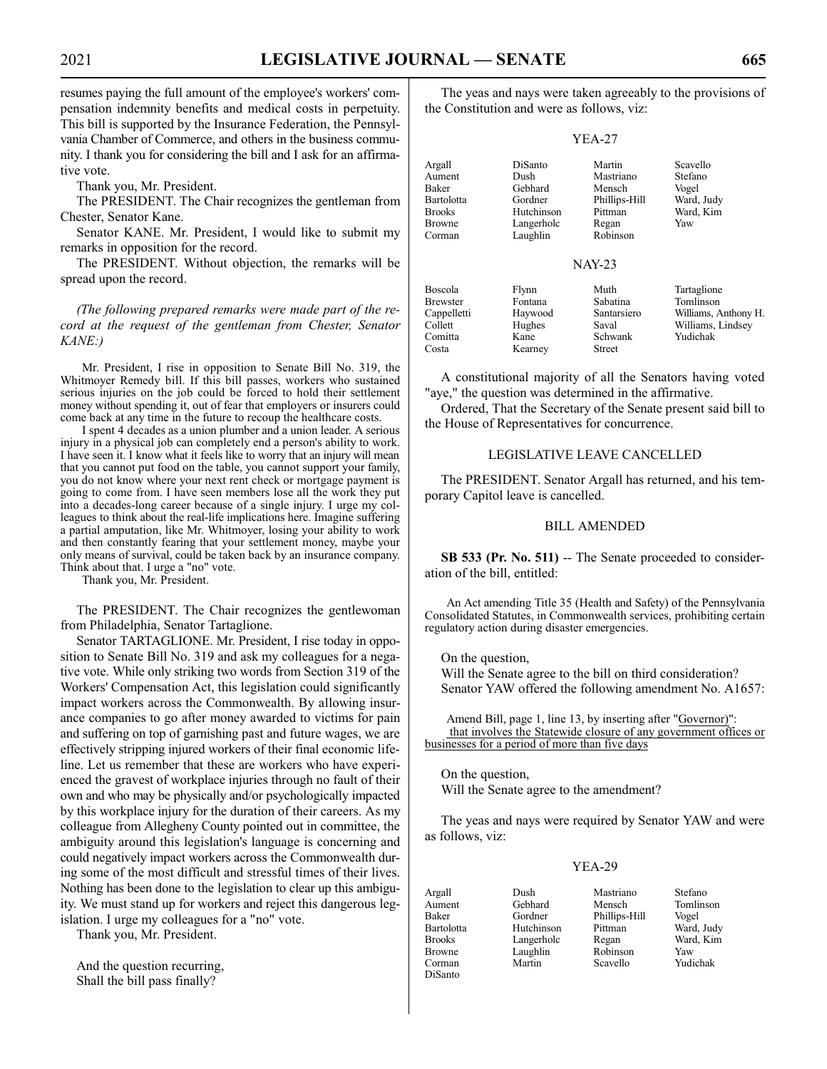resumes paying the full amount of the employee's workers' compensation indemnity benefits and medical costs in perpetuity. This bill is supported by the Insurance Federation, the Pennsylvania Chamber of Commerce, and others in the business community. I thank you for considering the bill and I ask for an affirmative vote.

Thank you, Mr. President.

The PRESIDENT. The Chair recognizes the gentleman from Chester, Senator Kane.

Senator KANE. Mr. President, I would like to submit my remarks in opposition for the record.

The PRESIDENT. Without objection, the remarks will be spread upon the record.

*(The following prepared remarks were made part of the record at the request of the gentleman from Chester, Senator KANE:)*

Mr. President, I rise in opposition to Senate Bill No. 319, the Whitmoyer Remedy bill. If this bill passes, workers who sustained serious injuries on the job could be forced to hold their settlement money without spending it, out of fear that employers or insurers could come back at any time in the future to recoup the healthcare costs.

I spent 4 decades as a union plumber and a union leader. A serious injury in a physical job can completely end a person's ability to work. I have seen it. I know what it feels like to worry that an injury will mean that you cannot put food on the table, you cannot support your family, you do not know where your next rent check or mortgage payment is going to come from. I have seen members lose all the work they put into a decades-long career because of a single injury. I urge my colleagues to think about the real-life implications here. Imagine suffering a partial amputation, like Mr. Whitmoyer, losing your ability to work and then constantly fearing that your settlement money, maybe your only means of survival, could be taken back by an insurance company. Think about that. I urge a "no" vote.

Thank you, Mr. President.

The PRESIDENT. The Chair recognizes the gentlewoman from Philadelphia, Senator Tartaglione.

Senator TARTAGLIONE. Mr. President, I rise today in opposition to Senate Bill No. 319 and ask my colleagues for a negative vote. While only striking two words from Section 319 of the Workers' Compensation Act, this legislation could significantly impact workers across the Commonwealth. By allowing insurance companies to go after money awarded to victims for pain and suffering on top of garnishing past and future wages, we are effectively stripping injured workers of their final economic lifeline. Let us remember that these are workers who have experienced the gravest of workplace injuries through no fault of their own and who may be physically and/or psychologically impacted by this workplace injury for the duration of their careers. As my colleague from Allegheny County pointed out in committee, the ambiguity around this legislation's language is concerning and could negatively impact workers across the Commonwealth during some of the most difficult and stressful times of their lives. Nothing has been done to the legislation to clear up this ambiguity. We must stand up for workers and reject this dangerous legislation. I urge my colleagues for a "no" vote.

Thank you, Mr. President.

And the question recurring,
Shall the bill pass finally?

The yeas and nays were taken agreeably to the provisions of the Constitution and were as follows, viz:

YEA-27

| | | | |
|---|---|---|---|
| Argall | DiSanto | Martin | Scavello |
| Aument | Dush | Mastriano | Stefano |
| Baker | Gebhard | Mensch | Vogel |
| Bartolotta | Gordner | Phillips-Hill | Ward, Judy |
| Brooks | Hutchinson | Pittman | Ward, Kim |
| Browne | Langerholc | Regan | Yaw |
| Corman | Laughlin | Robinson | |

NAY-23

| | | | |
|---|---|---|---|
| Boscola | Flynn | Muth | Tartaglione |
| Brewster | Fontana | Sabatina | Tomlinson |
| Cappelletti | Haywood | Santarsiero | Williams, Anthony H. |
| Collett | Hughes | Saval | Williams, Lindsey |
| Comitta | Kane | Schwank | Yudichak |
| Costa | Kearney | Street | |

A constitutional majority of all the Senators having voted "aye," the question was determined in the affirmative.

Ordered, That the Secretary of the Senate present said bill to the House of Representatives for concurrence.

## LEGISLATIVE LEAVE CANCELLED

The PRESIDENT. Senator Argall has returned, and his temporary Capitol leave is cancelled.

## BILL AMENDED

**SB 533 (Pr. No. 511)** -- The Senate proceeded to consideration of the bill, entitled:

An Act amending Title 35 (Health and Safety) of the Pennsylvania Consolidated Statutes, in Commonwealth services, prohibiting certain regulatory action during disaster emergencies.

On the question,
Will the Senate agree to the bill on third consideration?
Senator YAW offered the following amendment No. A1657:

Amend Bill, page 1, line 13, by inserting after "Governor)": that involves the Statewide closure of any government offices or businesses for a period of more than five days

On the question,
Will the Senate agree to the amendment?

The yeas and nays were required by Senator YAW and were as follows, viz:

YEA-29

| | | | |
|---|---|---|---|
| Argall | Dush | Mastriano | Stefano |
| Aument | Gebhard | Mensch | Tomlinson |
| Baker | Gordner | Phillips-Hill | Vogel |
| Bartolotta | Hutchinson | Pittman | Ward, Judy |
| Brooks | Langerholc | Regan | Ward, Kim |
| Browne | Laughlin | Robinson | Yaw |
| Corman | Martin | Scavello | Yudichak |
| DiSanto | | | |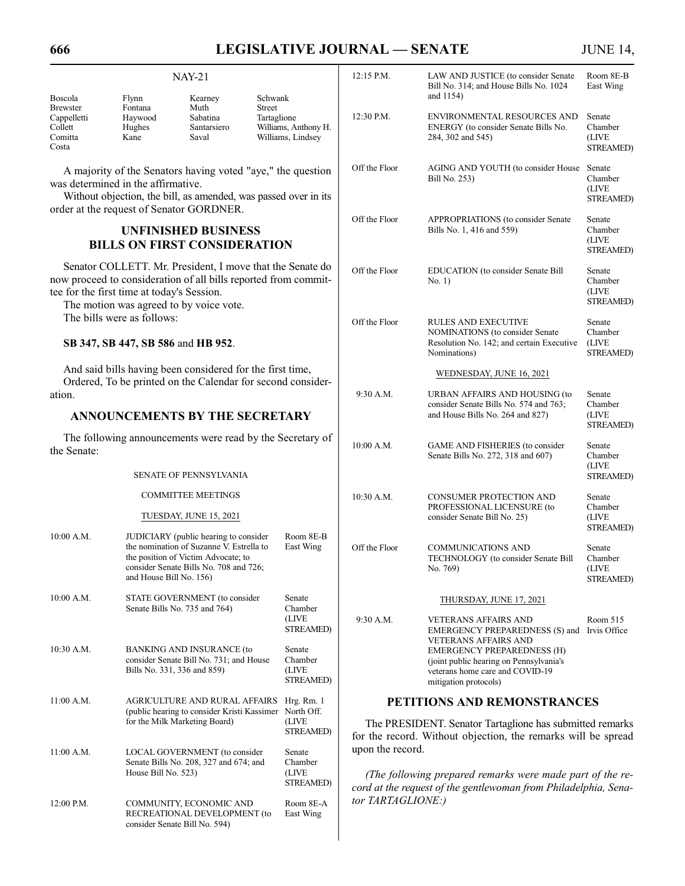NAY-21

| | | | |
|---|---|---|---|
| Boscola | Flynn | Kearney | Schwank |
| Brewster | Fontana | Muth | Street |
| Cappelletti | Haywood | Sabatina | Tartaglione |
| Collett | Hughes | Santarsiero | Williams, Anthony H. |
| Comitta | Kane | Saval | Williams, Lindsey |
| Costa | | | |

A majority of the Senators having voted "aye," the question was determined in the affirmative.

Without objection, the bill, as amended, was passed over in its order at the request of Senator GORDNER.

## UNFINISHED BUSINESS BILLS ON FIRST CONSIDERATION

Senator COLLETT. Mr. President, I move that the Senate do now proceed to consideration of all bills reported from committee for the first time at today's Session.

The motion was agreed to by voice vote.

The bills were as follows:

**SB 347, SB 447, SB 586** and **HB 952**.

And said bills having been considered for the first time,

Ordered, To be printed on the Calendar for second consideration.

## ANNOUNCEMENTS BY THE SECRETARY

The following announcements were read by the Secretary of the Senate:

SENATE OF PENNSYLVANIA

COMMITTEE MEETINGS

TUESDAY, JUNE 15, 2021

| | | |
|---|---|---|
| 10:00 A.M. | JUDICIARY (public hearing to consider the nomination of Suzanne V. Estrella to the position of Victim Advocate; to consider Senate Bills No. 708 and 726; and House Bill No. 156) | Room 8E-B East Wing |
| 10:00 A.M. | STATE GOVERNMENT (to consider Senate Bills No. 735 and 764) | Senate Chamber (LIVE STREAMED) |
| 10:30 A.M. | BANKING AND INSURANCE (to consider Senate Bill No. 731; and House Bills No. 331, 336 and 859) | Senate Chamber (LIVE STREAMED) |
| 11:00 A.M. | AGRICULTURE AND RURAL AFFAIRS (public hearing to consider Kristi Kassimer for the Milk Marketing Board) | Hrg. Rm. 1 North Off. (LIVE STREAMED) |
| 11:00 A.M. | LOCAL GOVERNMENT (to consider Senate Bills No. 208, 327 and 674; and House Bill No. 523) | Senate Chamber (LIVE STREAMED) |
| 12:00 P.M. | COMMUNITY, ECONOMIC AND RECREATIONAL DEVELOPMENT (to consider Senate Bill No. 594) | Room 8E-A East Wing |
| 12:15 P.M. | LAW AND JUSTICE (to consider Senate Bill No. 314; and House Bills No. 1024 and 1154) | Room 8E-B East Wing |
| 12:30 P.M. | ENVIRONMENTAL RESOURCES AND ENERGY (to consider Senate Bills No. 284, 302 and 545) | Senate Chamber (LIVE STREAMED) |
| Off the Floor | AGING AND YOUTH (to consider House Bill No. 253) | Senate Chamber (LIVE STREAMED) |
| Off the Floor | APPROPRIATIONS (to consider Senate Bills No. 1, 416 and 559) | Senate Chamber (LIVE STREAMED) |
| Off the Floor | EDUCATION (to consider Senate Bill No. 1) | Senate Chamber (LIVE STREAMED) |
| Off the Floor | RULES AND EXECUTIVE NOMINATIONS (to consider Senate Resolution No. 142; and certain Executive Nominations) | Senate Chamber (LIVE STREAMED) |

WEDNESDAY, JUNE 16, 2021

| | | |
|---|---|---|
| 9:30 A.M. | URBAN AFFAIRS AND HOUSING (to consider Senate Bills No. 574 and 763; and House Bills No. 264 and 827) | Senate Chamber (LIVE STREAMED) |
| 10:00 A.M. | GAME AND FISHERIES (to consider Senate Bills No. 272, 318 and 607) | Senate Chamber (LIVE STREAMED) |
| 10:30 A.M. | CONSUMER PROTECTION AND PROFESSIONAL LICENSURE (to consider Senate Bill No. 25) | Senate Chamber (LIVE STREAMED) |
| Off the Floor | COMMUNICATIONS AND TECHNOLOGY (to consider Senate Bill No. 769) | Senate Chamber (LIVE STREAMED) |

THURSDAY, JUNE 17, 2021

| | | |
|---|---|---|
| 9:30 A.M. | VETERANS AFFAIRS AND EMERGENCY PREPAREDNESS (S) and VETERANS AFFAIRS AND EMERGENCY PREPAREDNESS (H) (joint public hearing on Pennsylvania's veterans home care and COVID-19 mitigation protocols) | Room 515 Irvis Office |

## PETITIONS AND REMONSTRANCES

The PRESIDENT. Senator Tartaglione has submitted remarks for the record. Without objection, the remarks will be spread upon the record.

*(The following prepared remarks were made part of the record at the request of the gentlewoman from Philadelphia, Senator TARTAGLIONE:)*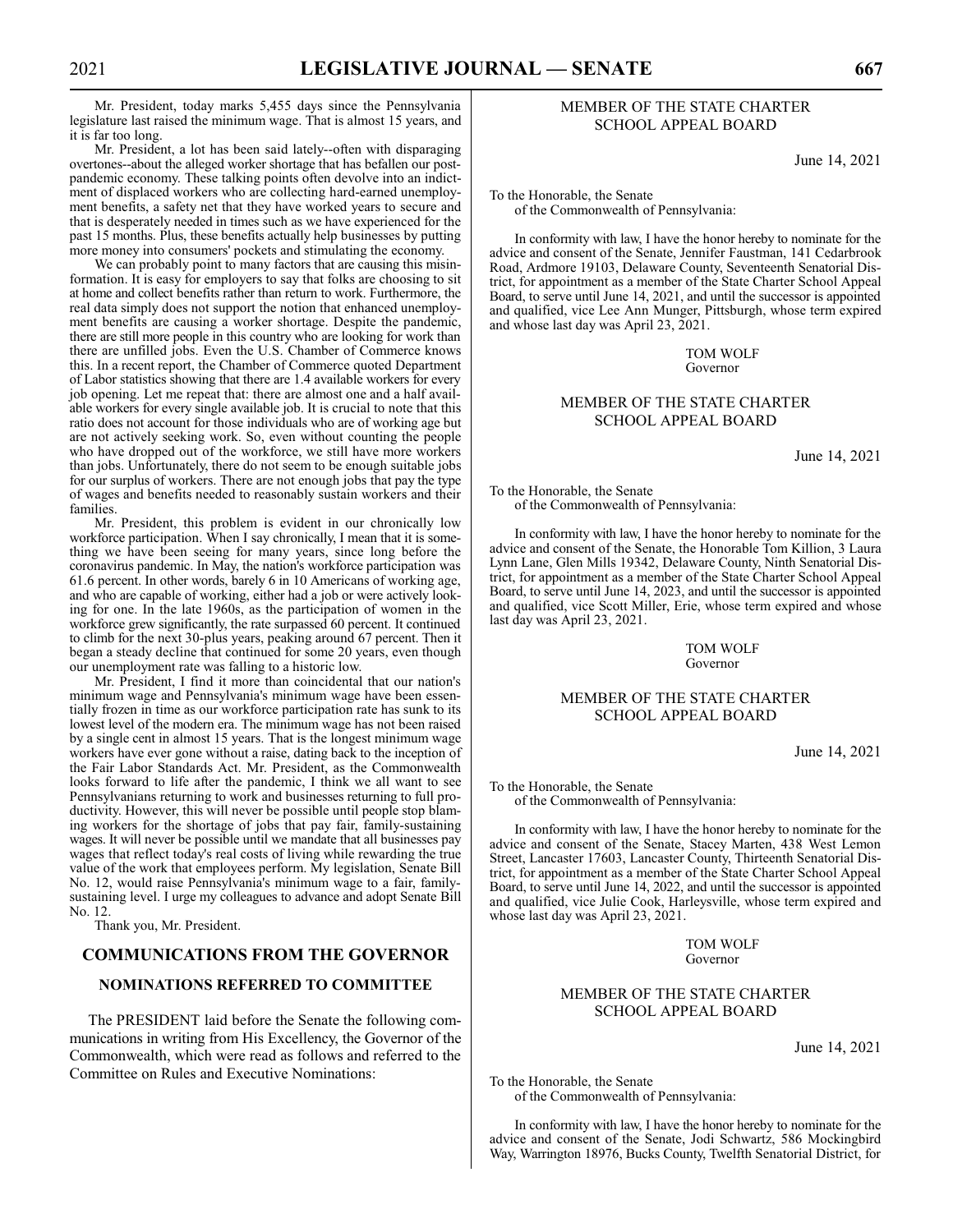Mr. President, today marks 5,455 days since the Pennsylvania legislature last raised the minimum wage. That is almost 15 years, and it is far too long.

Mr. President, a lot has been said lately--often with disparaging overtones--about the alleged worker shortage that has befallen our post-pandemic economy. These talking points often devolve into an indictment of displaced workers who are collecting hard-earned unemployment benefits, a safety net that they have worked years to secure and that is desperately needed in times such as we have experienced for the past 15 months. Plus, these benefits actually help businesses by putting more money into consumers' pockets and stimulating the economy.

We can probably point to many factors that are causing this misinformation. It is easy for employers to say that folks are choosing to sit at home and collect benefits rather than return to work. Furthermore, the real data simply does not support the notion that enhanced unemployment benefits are causing a worker shortage. Despite the pandemic, there are still more people in this country who are looking for work than there are unfilled jobs. Even the U.S. Chamber of Commerce knows this. In a recent report, the Chamber of Commerce quoted Department of Labor statistics showing that there are 1.4 available workers for every job opening. Let me repeat that: there are almost one and a half available workers for every single available job. It is crucial to note that this ratio does not account for those individuals who are of working age but are not actively seeking work. So, even without counting the people who have dropped out of the workforce, we still have more workers than jobs. Unfortunately, there do not seem to be enough suitable jobs for our surplus of workers. There are not enough jobs that pay the type of wages and benefits needed to reasonably sustain workers and their families.

Mr. President, this problem is evident in our chronically low workforce participation. When I say chronically, I mean that it is something we have been seeing for many years, since long before the coronavirus pandemic. In May, the nation's workforce participation was 61.6 percent. In other words, barely 6 in 10 Americans of working age, and who are capable of working, either had a job or were actively looking for one. In the late 1960s, as the participation of women in the workforce grew significantly, the rate surpassed 60 percent. It continued to climb for the next 30-plus years, peaking around 67 percent. Then it began a steady decline that continued for some 20 years, even though our unemployment rate was falling to a historic low.

Mr. President, I find it more than coincidental that our nation's minimum wage and Pennsylvania's minimum wage have been essentially frozen in time as our workforce participation rate has sunk to its lowest level of the modern era. The minimum wage has not been raised by a single cent in almost 15 years. That is the longest minimum wage workers have ever gone without a raise, dating back to the inception of the Fair Labor Standards Act. Mr. President, as the Commonwealth looks forward to life after the pandemic, I think we all want to see Pennsylvanians returning to work and businesses returning to full productivity. However, this will never be possible until people stop blaming workers for the shortage of jobs that pay fair, family-sustaining wages. It will never be possible until we mandate that all businesses pay wages that reflect today's real costs of living while rewarding the true value of the work that employees perform. My legislation, Senate Bill No. 12, would raise Pennsylvania's minimum wage to a fair, family-sustaining level. I urge my colleagues to advance and adopt Senate Bill No. 12.

Thank you, Mr. President.

## COMMUNICATIONS FROM THE GOVERNOR

### NOMINATIONS REFERRED TO COMMITTEE

The PRESIDENT laid before the Senate the following communications in writing from His Excellency, the Governor of the Commonwealth, which were read as follows and referred to the Committee on Rules and Executive Nominations:

#### MEMBER OF THE STATE CHARTER SCHOOL APPEAL BOARD

June 14, 2021

To the Honorable, the Senate
of the Commonwealth of Pennsylvania:

In conformity with law, I have the honor hereby to nominate for the advice and consent of the Senate, Jennifer Faustman, 141 Cedarbrook Road, Ardmore 19103, Delaware County, Seventeenth Senatorial District, for appointment as a member of the State Charter School Appeal Board, to serve until June 14, 2021, and until the successor is appointed and qualified, vice Lee Ann Munger, Pittsburgh, whose term expired and whose last day was April 23, 2021.

TOM WOLF
Governor

#### MEMBER OF THE STATE CHARTER SCHOOL APPEAL BOARD

June 14, 2021

To the Honorable, the Senate
of the Commonwealth of Pennsylvania:

In conformity with law, I have the honor hereby to nominate for the advice and consent of the Senate, the Honorable Tom Killion, 3 Laura Lynn Lane, Glen Mills 19342, Delaware County, Ninth Senatorial District, for appointment as a member of the State Charter School Appeal Board, to serve until June 14, 2023, and until the successor is appointed and qualified, vice Scott Miller, Erie, whose term expired and whose last day was April 23, 2021.

TOM WOLF
Governor

#### MEMBER OF THE STATE CHARTER SCHOOL APPEAL BOARD

June 14, 2021

To the Honorable, the Senate
of the Commonwealth of Pennsylvania:

In conformity with law, I have the honor hereby to nominate for the advice and consent of the Senate, Stacey Marten, 438 West Lemon Street, Lancaster 17603, Lancaster County, Thirteenth Senatorial District, for appointment as a member of the State Charter School Appeal Board, to serve until June 14, 2022, and until the successor is appointed and qualified, vice Julie Cook, Harleysville, whose term expired and whose last day was April 23, 2021.

TOM WOLF
Governor

#### MEMBER OF THE STATE CHARTER SCHOOL APPEAL BOARD

June 14, 2021

To the Honorable, the Senate
of the Commonwealth of Pennsylvania:

In conformity with law, I have the honor hereby to nominate for the advice and consent of the Senate, Jodi Schwartz, 586 Mockingbird Way, Warrington 18976, Bucks County, Twelfth Senatorial District, for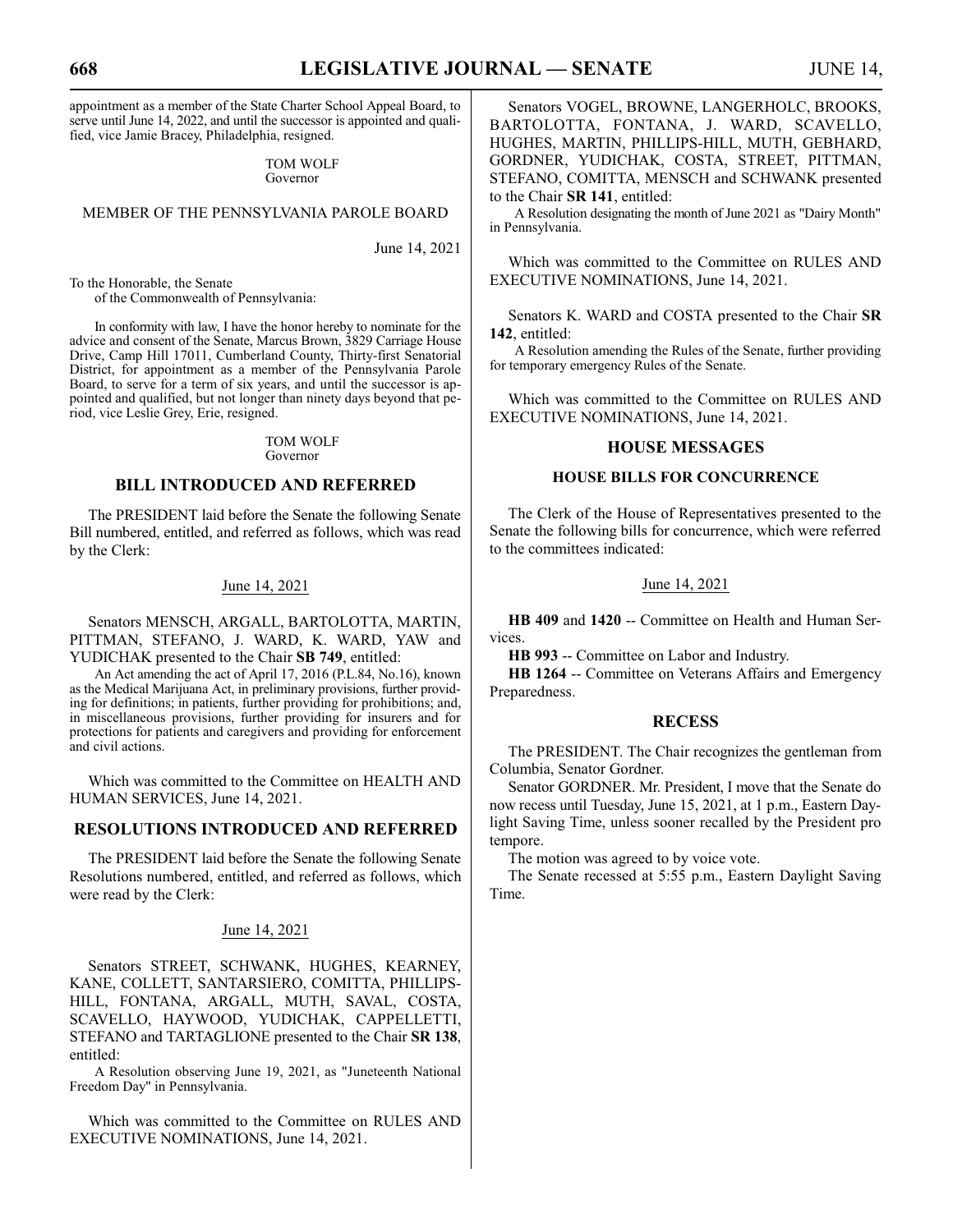appointment as a member of the State Charter School Appeal Board, to serve until June 14, 2022, and until the successor is appointed and qualified, vice Jamie Bracey, Philadelphia, resigned.

TOM WOLF
Governor

MEMBER OF THE PENNSYLVANIA PAROLE BOARD

June 14, 2021

To the Honorable, the Senate
of the Commonwealth of Pennsylvania:

In conformity with law, I have the honor hereby to nominate for the advice and consent of the Senate, Marcus Brown, 3829 Carriage House Drive, Camp Hill 17011, Cumberland County, Thirty-first Senatorial District, for appointment as a member of the Pennsylvania Parole Board, to serve for a term of six years, and until the successor is appointed and qualified, but not longer than ninety days beyond that period, vice Leslie Grey, Erie, resigned.

TOM WOLF
Governor

## BILL INTRODUCED AND REFERRED

The PRESIDENT laid before the Senate the following Senate Bill numbered, entitled, and referred as follows, which was read by the Clerk:

June 14, 2021

Senators MENSCH, ARGALL, BARTOLOTTA, MARTIN, PITTMAN, STEFANO, J. WARD, K. WARD, YAW and YUDICHAK presented to the Chair **SB 749**, entitled:

An Act amending the act of April 17, 2016 (P.L.84, No.16), known as the Medical Marijuana Act, in preliminary provisions, further providing for definitions; in patients, further providing for prohibitions; and, in miscellaneous provisions, further providing for insurers and for protections for patients and caregivers and providing for enforcement and civil actions.

Which was committed to the Committee on HEALTH AND HUMAN SERVICES, June 14, 2021.

## RESOLUTIONS INTRODUCED AND REFERRED

The PRESIDENT laid before the Senate the following Senate Resolutions numbered, entitled, and referred as follows, which were read by the Clerk:

June 14, 2021

Senators STREET, SCHWANK, HUGHES, KEARNEY, KANE, COLLETT, SANTARSIERO, COMITTA, PHILLIPS-HILL, FONTANA, ARGALL, MUTH, SAVAL, COSTA, SCAVELLO, HAYWOOD, YUDICHAK, CAPPELLETTI, STEFANO and TARTAGLIONE presented to the Chair **SR 138**, entitled:

A Resolution observing June 19, 2021, as "Juneteenth National Freedom Day" in Pennsylvania.

Which was committed to the Committee on RULES AND EXECUTIVE NOMINATIONS, June 14, 2021.

Senators VOGEL, BROWNE, LANGERHOLC, BROOKS, BARTOLOTTA, FONTANA, J. WARD, SCAVELLO, HUGHES, MARTIN, PHILLIPS-HILL, MUTH, GEBHARD, GORDNER, YUDICHAK, COSTA, STREET, PITTMAN, STEFANO, COMITTA, MENSCH and SCHWANK presented to the Chair **SR 141**, entitled:

A Resolution designating the month of June 2021 as "Dairy Month" in Pennsylvania.

Which was committed to the Committee on RULES AND EXECUTIVE NOMINATIONS, June 14, 2021.

Senators K. WARD and COSTA presented to the Chair **SR 142**, entitled:

A Resolution amending the Rules of the Senate, further providing for temporary emergency Rules of the Senate.

Which was committed to the Committee on RULES AND EXECUTIVE NOMINATIONS, June 14, 2021.

## HOUSE MESSAGES

### HOUSE BILLS FOR CONCURRENCE

The Clerk of the House of Representatives presented to the Senate the following bills for concurrence, which were referred to the committees indicated:

June 14, 2021

**HB 409** and **1420** -- Committee on Health and Human Services.

**HB 993** -- Committee on Labor and Industry.

**HB 1264** -- Committee on Veterans Affairs and Emergency Preparedness.

## RECESS

The PRESIDENT. The Chair recognizes the gentleman from Columbia, Senator Gordner.

Senator GORDNER. Mr. President, I move that the Senate do now recess until Tuesday, June 15, 2021, at 1 p.m., Eastern Daylight Saving Time, unless sooner recalled by the President pro tempore.

The motion was agreed to by voice vote.

The Senate recessed at 5:55 p.m., Eastern Daylight Saving Time.